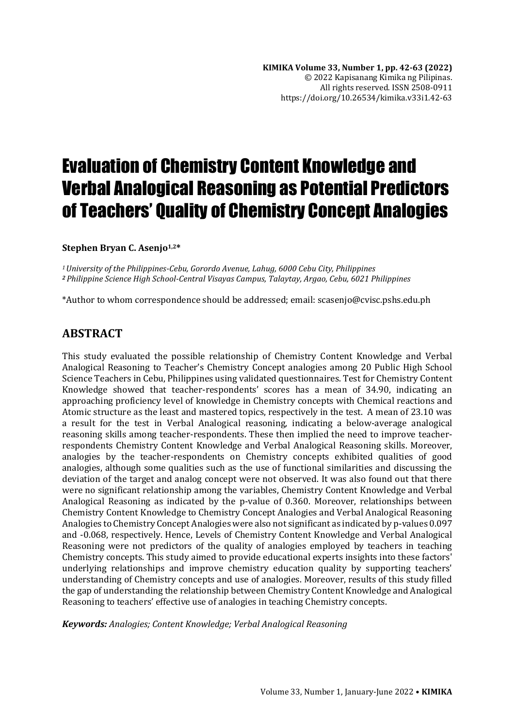# Evaluation of Chemistry Content Knowledge and Verbal Analogical Reasoning as Potential Predictors of Teachers' Quality of Chemistry Concept Analogies

**Stephen Bryan C. Asenjo[1,2]***

*[1] University of the Philippines-Cebu, Gorordo Avenue, Lahug, 6000 Cebu City, Philippines*
*[2] Philippine Science High School-Central Visayas Campus, Talaytay, Argao, Cebu, 6021 Philippines*

*Author to whom correspondence should be addressed; email: scasenjo@cvisc.pshs.edu.ph

## ABSTRACT

This study evaluated the possible relationship of Chemistry Content Knowledge and Verbal Analogical Reasoning to Teacher's Chemistry Concept analogies among 20 Public High School Science Teachers in Cebu, Philippines using validated questionnaires. Test for Chemistry Content Knowledge showed that teacher-respondents' scores has a mean of 34.90, indicating an approaching proficiency level of knowledge in Chemistry concepts with Chemical reactions and Atomic structure as the least and mastered topics, respectively in the test. A mean of 23.10 was a result for the test in Verbal Analogical reasoning, indicating a below-average analogical reasoning skills among teacher-respondents. These then implied the need to improve teacher-respondents Chemistry Content Knowledge and Verbal Analogical Reasoning skills. Moreover, analogies by the teacher-respondents on Chemistry concepts exhibited qualities of good analogies, although some qualities such as the use of functional similarities and discussing the deviation of the target and analog concept were not observed. It was also found out that there were no significant relationship among the variables, Chemistry Content Knowledge and Verbal Analogical Reasoning as indicated by the p-value of 0.360. Moreover, relationships between Chemistry Content Knowledge to Chemistry Concept Analogies and Verbal Analogical Reasoning Analogies to Chemistry Concept Analogies were also not significant as indicated by p-values 0.097 and -0.068, respectively. Hence, Levels of Chemistry Content Knowledge and Verbal Analogical Reasoning were not predictors of the quality of analogies employed by teachers in teaching Chemistry concepts. This study aimed to provide educational experts insights into these factors' underlying relationships and improve chemistry education quality by supporting teachers' understanding of Chemistry concepts and use of analogies. Moreover, results of this study filled the gap of understanding the relationship between Chemistry Content Knowledge and Analogical Reasoning to teachers' effective use of analogies in teaching Chemistry concepts.

***Keywords:*** *Analogies; Content Knowledge; Verbal Analogical Reasoning*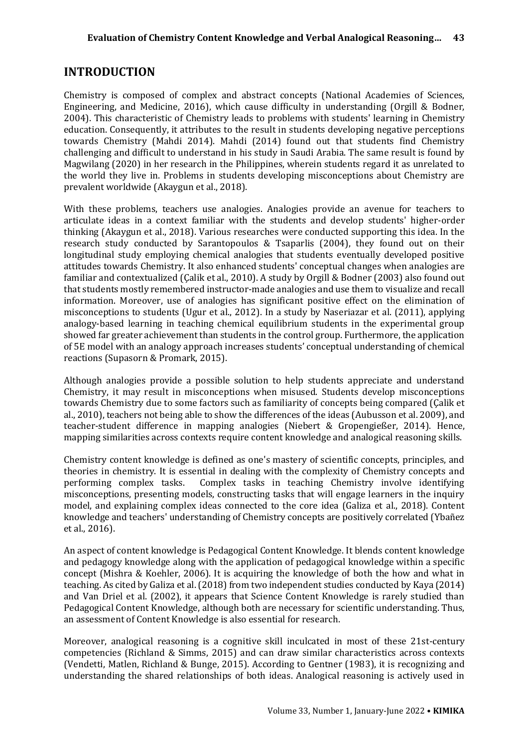## INTRODUCTION

Chemistry is composed of complex and abstract concepts (National Academies of Sciences, Engineering, and Medicine, 2016), which cause difficulty in understanding (Orgill & Bodner, 2004). This characteristic of Chemistry leads to problems with students' learning in Chemistry education. Consequently, it attributes to the result in students developing negative perceptions towards Chemistry (Mahdi 2014). Mahdi (2014) found out that students find Chemistry challenging and difficult to understand in his study in Saudi Arabia. The same result is found by Magwilang (2020) in her research in the Philippines, wherein students regard it as unrelated to the world they live in. Problems in students developing misconceptions about Chemistry are prevalent worldwide (Akaygun et al., 2018).

With these problems, teachers use analogies. Analogies provide an avenue for teachers to articulate ideas in a context familiar with the students and develop students' higher-order thinking (Akaygun et al., 2018). Various researches were conducted supporting this idea. In the research study conducted by Sarantopoulos & Tsaparlis (2004), they found out on their longitudinal study employing chemical analogies that students eventually developed positive attitudes towards Chemistry. It also enhanced students' conceptual changes when analogies are familiar and contextualized (Çalik et al., 2010). A study by Orgill & Bodner (2003) also found out that students mostly remembered instructor-made analogies and use them to visualize and recall information. Moreover, use of analogies has significant positive effect on the elimination of misconceptions to students (Ugur et al., 2012). In a study by Naseriazar et al. (2011), applying analogy-based learning in teaching chemical equilibrium students in the experimental group showed far greater achievement than students in the control group. Furthermore, the application of 5E model with an analogy approach increases students' conceptual understanding of chemical reactions (Supasorn & Promark, 2015).

Although analogies provide a possible solution to help students appreciate and understand Chemistry, it may result in misconceptions when misused. Students develop misconceptions towards Chemistry due to some factors such as familiarity of concepts being compared (Çalik et al., 2010), teachers not being able to show the differences of the ideas (Aubusson et al. 2009), and teacher-student difference in mapping analogies (Niebert & Gropengießer, 2014). Hence, mapping similarities across contexts require content knowledge and analogical reasoning skills.

Chemistry content knowledge is defined as one's mastery of scientific concepts, principles, and theories in chemistry. It is essential in dealing with the complexity of Chemistry concepts and performing complex tasks. Complex tasks in teaching Chemistry involve identifying misconceptions, presenting models, constructing tasks that will engage learners in the inquiry model, and explaining complex ideas connected to the core idea (Galiza et al., 2018). Content knowledge and teachers' understanding of Chemistry concepts are positively correlated (Ybañez et al., 2016).

An aspect of content knowledge is Pedagogical Content Knowledge. It blends content knowledge and pedagogy knowledge along with the application of pedagogical knowledge within a specific concept (Mishra & Koehler, 2006). It is acquiring the knowledge of both the how and what in teaching. As cited by Galiza et al. (2018) from two independent studies conducted by Kaya (2014) and Van Driel et al. (2002), it appears that Science Content Knowledge is rarely studied than Pedagogical Content Knowledge, although both are necessary for scientific understanding. Thus, an assessment of Content Knowledge is also essential for research.

Moreover, analogical reasoning is a cognitive skill inculcated in most of these 21st-century competencies (Richland & Simms, 2015) and can draw similar characteristics across contexts (Vendetti, Matlen, Richland & Bunge, 2015). According to Gentner (1983), it is recognizing and understanding the shared relationships of both ideas. Analogical reasoning is actively used in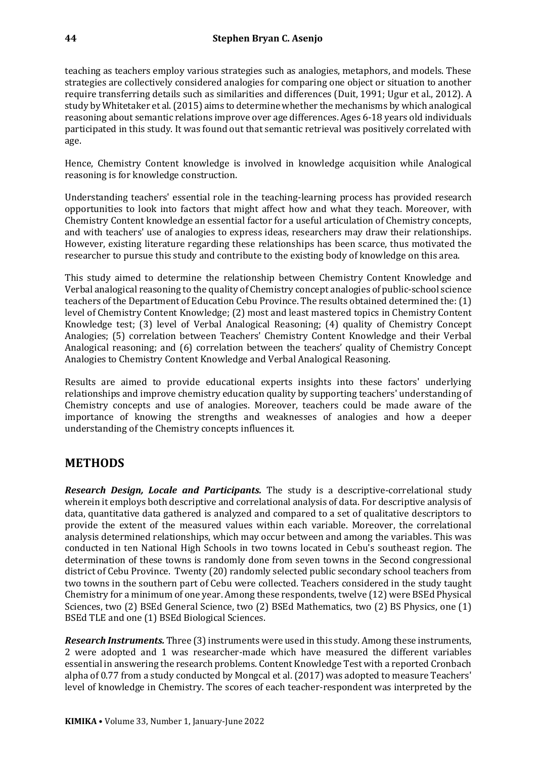teaching as teachers employ various strategies such as analogies, metaphors, and models. These strategies are collectively considered analogies for comparing one object or situation to another require transferring details such as similarities and differences (Duit, 1991; Ugur et al., 2012). A study by Whitetaker et al. (2015) aims to determine whether the mechanisms by which analogical reasoning about semantic relations improve over age differences. Ages 6-18 years old individuals participated in this study. It was found out that semantic retrieval was positively correlated with age.

Hence, Chemistry Content knowledge is involved in knowledge acquisition while Analogical reasoning is for knowledge construction.

Understanding teachers' essential role in the teaching-learning process has provided research opportunities to look into factors that might affect how and what they teach. Moreover, with Chemistry Content knowledge an essential factor for a useful articulation of Chemistry concepts, and with teachers' use of analogies to express ideas, researchers may draw their relationships. However, existing literature regarding these relationships has been scarce, thus motivated the researcher to pursue this study and contribute to the existing body of knowledge on this area.

This study aimed to determine the relationship between Chemistry Content Knowledge and Verbal analogical reasoning to the quality of Chemistry concept analogies of public-school science teachers of the Department of Education Cebu Province. The results obtained determined the: (1) level of Chemistry Content Knowledge; (2) most and least mastered topics in Chemistry Content Knowledge test; (3) level of Verbal Analogical Reasoning; (4) quality of Chemistry Concept Analogies; (5) correlation between Teachers' Chemistry Content Knowledge and their Verbal Analogical reasoning; and (6) correlation between the teachers' quality of Chemistry Concept Analogies to Chemistry Content Knowledge and Verbal Analogical Reasoning.

Results are aimed to provide educational experts insights into these factors' underlying relationships and improve chemistry education quality by supporting teachers' understanding of Chemistry concepts and use of analogies. Moreover, teachers could be made aware of the importance of knowing the strengths and weaknesses of analogies and how a deeper understanding of the Chemistry concepts influences it.

## METHODS

***Research Design, Locale and Participants.*** The study is a descriptive-correlational study wherein it employs both descriptive and correlational analysis of data. For descriptive analysis of data, quantitative data gathered is analyzed and compared to a set of qualitative descriptors to provide the extent of the measured values within each variable. Moreover, the correlational analysis determined relationships, which may occur between and among the variables. This was conducted in ten National High Schools in two towns located in Cebu's southeast region. The determination of these towns is randomly done from seven towns in the Second congressional district of Cebu Province. Twenty (20) randomly selected public secondary school teachers from two towns in the southern part of Cebu were collected. Teachers considered in the study taught Chemistry for a minimum of one year. Among these respondents, twelve (12) were BSEd Physical Sciences, two (2) BSEd General Science, two (2) BSEd Mathematics, two (2) BS Physics, one (1) BSEd TLE and one (1) BSEd Biological Sciences.

***Research Instruments.*** Three (3) instruments were used in this study. Among these instruments, 2 were adopted and 1 was researcher-made which have measured the different variables essential in answering the research problems. Content Knowledge Test with a reported Cronbach alpha of 0.77 from a study conducted by Mongcal et al. (2017) was adopted to measure Teachers' level of knowledge in Chemistry. The scores of each teacher-respondent was interpreted by the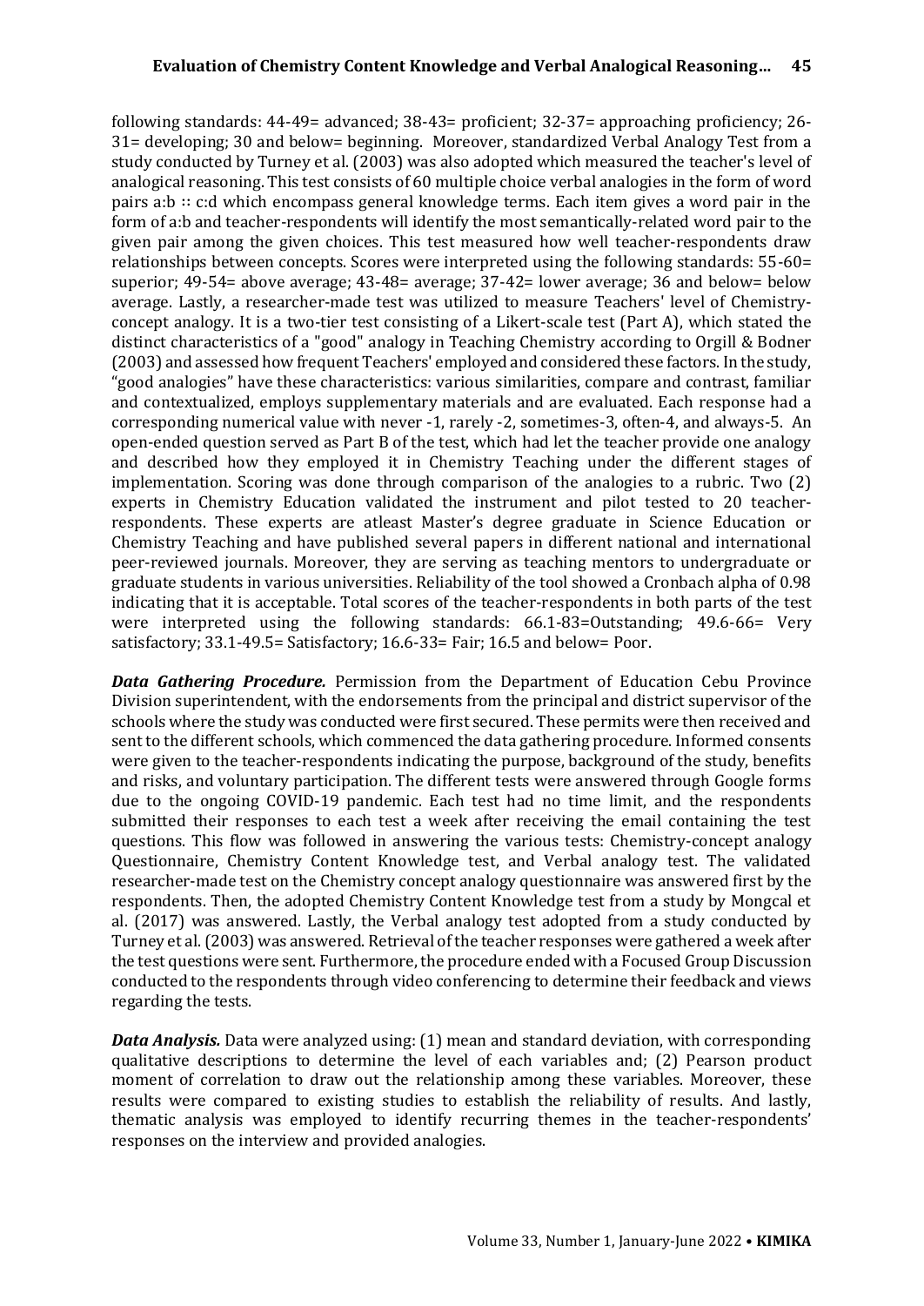following standards: 44-49= advanced; 38-43= proficient; 32-37= approaching proficiency; 26-31= developing; 30 and below= beginning. Moreover, standardized Verbal Analogy Test from a study conducted by Turney et al. (2003) was also adopted which measured the teacher's level of analogical reasoning. This test consists of 60 multiple choice verbal analogies in the form of word pairs a:b :: c:d which encompass general knowledge terms. Each item gives a word pair in the form of a:b and teacher-respondents will identify the most semantically-related word pair to the given pair among the given choices. This test measured how well teacher-respondents draw relationships between concepts. Scores were interpreted using the following standards: 55-60= superior; 49-54= above average; 43-48= average; 37-42= lower average; 36 and below= below average. Lastly, a researcher-made test was utilized to measure Teachers' level of Chemistry-concept analogy. It is a two-tier test consisting of a Likert-scale test (Part A), which stated the distinct characteristics of a "good" analogy in Teaching Chemistry according to Orgill & Bodner (2003) and assessed how frequent Teachers' employed and considered these factors. In the study, "good analogies" have these characteristics: various similarities, compare and contrast, familiar and contextualized, employs supplementary materials and are evaluated. Each response had a corresponding numerical value with never -1, rarely -2, sometimes-3, often-4, and always-5. An open-ended question served as Part B of the test, which had let the teacher provide one analogy and described how they employed it in Chemistry Teaching under the different stages of implementation. Scoring was done through comparison of the analogies to a rubric. Two (2) experts in Chemistry Education validated the instrument and pilot tested to 20 teacher-respondents. These experts are atleast Master's degree graduate in Science Education or Chemistry Teaching and have published several papers in different national and international peer-reviewed journals. Moreover, they are serving as teaching mentors to undergraduate or graduate students in various universities. Reliability of the tool showed a Cronbach alpha of 0.98 indicating that it is acceptable. Total scores of the teacher-respondents in both parts of the test were interpreted using the following standards: 66.1-83=Outstanding; 49.6-66= Very satisfactory; 33.1-49.5= Satisfactory; 16.6-33= Fair; 16.5 and below= Poor.

***Data Gathering Procedure.*** Permission from the Department of Education Cebu Province Division superintendent, with the endorsements from the principal and district supervisor of the schools where the study was conducted were first secured. These permits were then received and sent to the different schools, which commenced the data gathering procedure. Informed consents were given to the teacher-respondents indicating the purpose, background of the study, benefits and risks, and voluntary participation. The different tests were answered through Google forms due to the ongoing COVID-19 pandemic. Each test had no time limit, and the respondents submitted their responses to each test a week after receiving the email containing the test questions. This flow was followed in answering the various tests: Chemistry-concept analogy Questionnaire, Chemistry Content Knowledge test, and Verbal analogy test. The validated researcher-made test on the Chemistry concept analogy questionnaire was answered first by the respondents. Then, the adopted Chemistry Content Knowledge test from a study by Mongcal et al. (2017) was answered. Lastly, the Verbal analogy test adopted from a study conducted by Turney et al. (2003) was answered. Retrieval of the teacher responses were gathered a week after the test questions were sent. Furthermore, the procedure ended with a Focused Group Discussion conducted to the respondents through video conferencing to determine their feedback and views regarding the tests.

***Data Analysis.*** Data were analyzed using: (1) mean and standard deviation, with corresponding qualitative descriptions to determine the level of each variables and; (2) Pearson product moment of correlation to draw out the relationship among these variables. Moreover, these results were compared to existing studies to establish the reliability of results. And lastly, thematic analysis was employed to identify recurring themes in the teacher-respondents' responses on the interview and provided analogies.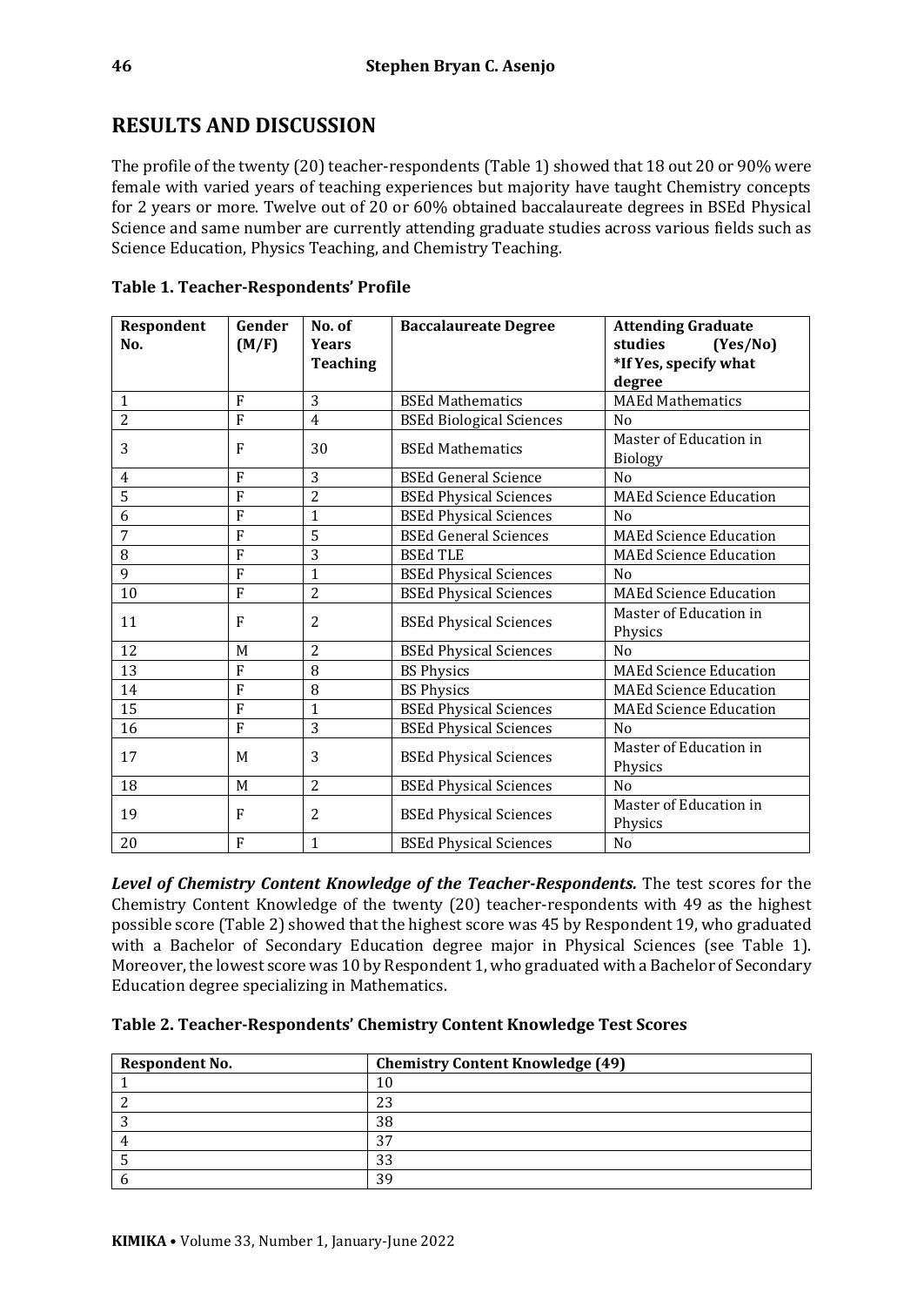## RESULTS AND DISCUSSION

The profile of the twenty (20) teacher-respondents (Table 1) showed that 18 out 20 or 90% were female with varied years of teaching experiences but majority have taught Chemistry concepts for 2 years or more. Twelve out of 20 or 60% obtained baccalaureate degrees in BSEd Physical Science and same number are currently attending graduate studies across various fields such as Science Education, Physics Teaching, and Chemistry Teaching.

**Table 1. Teacher-Respondents' Profile**

| Respondent No. | Gender (M/F) | No. of Years Teaching | Baccalaureate Degree | Attending Graduate studies (Yes/No) *If Yes, specify what degree |
|---|---|---|---|---|
| 1 | F | 3 | BSEd Mathematics | MAEd Mathematics |
| 2 | F | 4 | BSEd Biological Sciences | No |
| 3 | F | 30 | BSEd Mathematics | Master of Education in Biology |
| 4 | F | 3 | BSEd General Science | No |
| 5 | F | 2 | BSEd Physical Sciences | MAEd Science Education |
| 6 | F | 1 | BSEd Physical Sciences | No |
| 7 | F | 5 | BSEd General Sciences | MAEd Science Education |
| 8 | F | 3 | BSEd TLE | MAEd Science Education |
| 9 | F | 1 | BSEd Physical Sciences | No |
| 10 | F | 2 | BSEd Physical Sciences | MAEd Science Education |
| 11 | F | 2 | BSEd Physical Sciences | Master of Education in Physics |
| 12 | M | 2 | BSEd Physical Sciences | No |
| 13 | F | 8 | BS Physics | MAEd Science Education |
| 14 | F | 8 | BS Physics | MAEd Science Education |
| 15 | F | 1 | BSEd Physical Sciences | MAEd Science Education |
| 16 | F | 3 | BSEd Physical Sciences | No |
| 17 | M | 3 | BSEd Physical Sciences | Master of Education in Physics |
| 18 | M | 2 | BSEd Physical Sciences | No |
| 19 | F | 2 | BSEd Physical Sciences | Master of Education in Physics |
| 20 | F | 1 | BSEd Physical Sciences | No |

***Level of Chemistry Content Knowledge of the Teacher-Respondents.*** The test scores for the Chemistry Content Knowledge of the twenty (20) teacher-respondents with 49 as the highest possible score (Table 2) showed that the highest score was 45 by Respondent 19, who graduated with a Bachelor of Secondary Education degree major in Physical Sciences (see Table 1). Moreover, the lowest score was 10 by Respondent 1, who graduated with a Bachelor of Secondary Education degree specializing in Mathematics.

**Table 2. Teacher-Respondents' Chemistry Content Knowledge Test Scores**

| Respondent No. | Chemistry Content Knowledge (49) |
|---|---|
| 1 | 10 |
| 2 | 23 |
| 3 | 38 |
| 4 | 37 |
| 5 | 33 |
| 6 | 39 |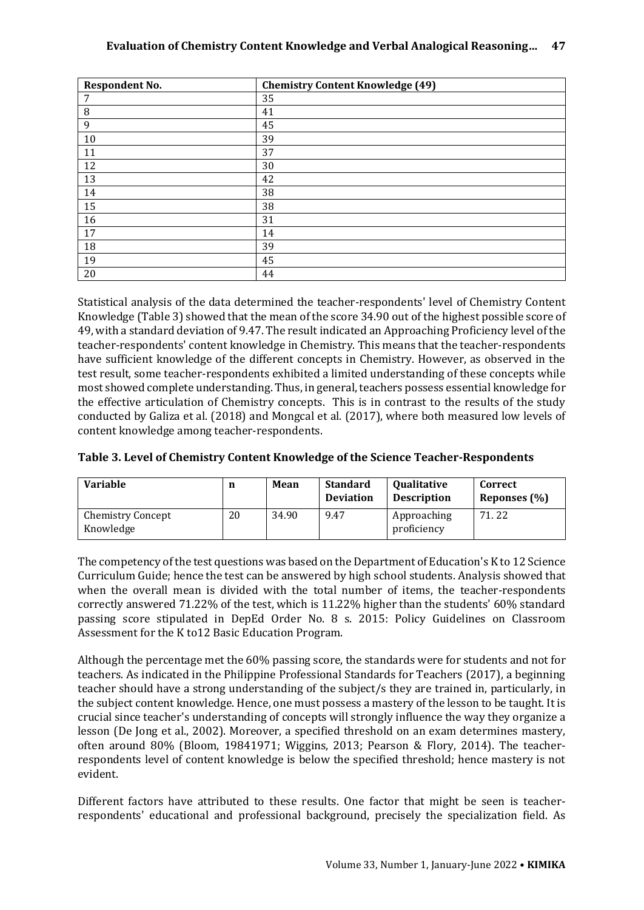| Respondent No. | Chemistry Content Knowledge (49) |
|---|---|
| 7 | 35 |
| 8 | 41 |
| 9 | 45 |
| 10 | 39 |
| 11 | 37 |
| 12 | 30 |
| 13 | 42 |
| 14 | 38 |
| 15 | 38 |
| 16 | 31 |
| 17 | 14 |
| 18 | 39 |
| 19 | 45 |
| 20 | 44 |

Statistical analysis of the data determined the teacher-respondents' level of Chemistry Content Knowledge (Table 3) showed that the mean of the score 34.90 out of the highest possible score of 49, with a standard deviation of 9.47. The result indicated an Approaching Proficiency level of the teacher-respondents' content knowledge in Chemistry. This means that the teacher-respondents have sufficient knowledge of the different concepts in Chemistry. However, as observed in the test result, some teacher-respondents exhibited a limited understanding of these concepts while most showed complete understanding. Thus, in general, teachers possess essential knowledge for the effective articulation of Chemistry concepts. This is in contrast to the results of the study conducted by Galiza et al. (2018) and Mongcal et al. (2017), where both measured low levels of content knowledge among teacher-respondents.

**Table 3. Level of Chemistry Content Knowledge of the Science Teacher-Respondents**

| Variable | n | Mean | Standard Deviation | Qualitative Description | Correct Reponses (%) |
|---|---|---|---|---|---|
| Chemistry Concept Knowledge | 20 | 34.90 | 9.47 | Approaching proficiency | 71. 22 |

The competency of the test questions was based on the Department of Education's K to 12 Science Curriculum Guide; hence the test can be answered by high school students. Analysis showed that when the overall mean is divided with the total number of items, the teacher-respondents correctly answered 71.22% of the test, which is 11.22% higher than the students' 60% standard passing score stipulated in DepEd Order No. 8 s. 2015: Policy Guidelines on Classroom Assessment for the K to12 Basic Education Program.

Although the percentage met the 60% passing score, the standards were for students and not for teachers. As indicated in the Philippine Professional Standards for Teachers (2017), a beginning teacher should have a strong understanding of the subject/s they are trained in, particularly, in the subject content knowledge. Hence, one must possess a mastery of the lesson to be taught. It is crucial since teacher's understanding of concepts will strongly influence the way they organize a lesson (De Jong et al., 2002). Moreover, a specified threshold on an exam determines mastery, often around 80% (Bloom, 19841971; Wiggins, 2013; Pearson & Flory, 2014). The teacher-respondents level of content knowledge is below the specified threshold; hence mastery is not evident.

Different factors have attributed to these results. One factor that might be seen is teacher-respondents' educational and professional background, precisely the specialization field. As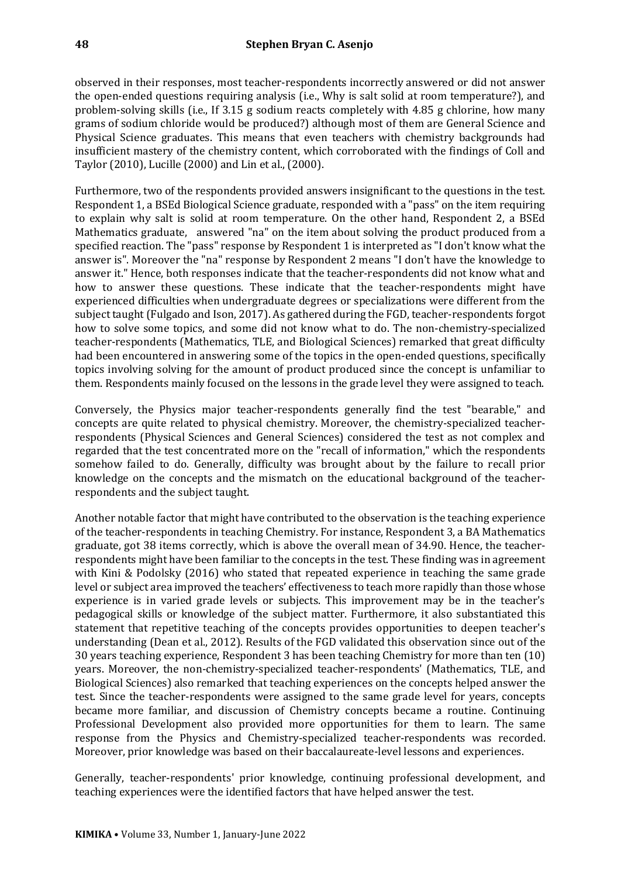observed in their responses, most teacher-respondents incorrectly answered or did not answer the open-ended questions requiring analysis (i.e., Why is salt solid at room temperature?), and problem-solving skills (i.e., If 3.15 g sodium reacts completely with 4.85 g chlorine, how many grams of sodium chloride would be produced?) although most of them are General Science and Physical Science graduates. This means that even teachers with chemistry backgrounds had insufficient mastery of the chemistry content, which corroborated with the findings of Coll and Taylor (2010), Lucille (2000) and Lin et al., (2000).

Furthermore, two of the respondents provided answers insignificant to the questions in the test. Respondent 1, a BSEd Biological Science graduate, responded with a "pass" on the item requiring to explain why salt is solid at room temperature. On the other hand, Respondent 2, a BSEd Mathematics graduate, answered "na" on the item about solving the product produced from a specified reaction. The "pass" response by Respondent 1 is interpreted as "I don't know what the answer is". Moreover the "na" response by Respondent 2 means "I don't have the knowledge to answer it." Hence, both responses indicate that the teacher-respondents did not know what and how to answer these questions. These indicate that the teacher-respondents might have experienced difficulties when undergraduate degrees or specializations were different from the subject taught (Fulgado and Ison, 2017). As gathered during the FGD, teacher-respondents forgot how to solve some topics, and some did not know what to do. The non-chemistry-specialized teacher-respondents (Mathematics, TLE, and Biological Sciences) remarked that great difficulty had been encountered in answering some of the topics in the open-ended questions, specifically topics involving solving for the amount of product produced since the concept is unfamiliar to them. Respondents mainly focused on the lessons in the grade level they were assigned to teach.

Conversely, the Physics major teacher-respondents generally find the test "bearable," and concepts are quite related to physical chemistry. Moreover, the chemistry-specialized teacher-respondents (Physical Sciences and General Sciences) considered the test as not complex and regarded that the test concentrated more on the "recall of information," which the respondents somehow failed to do. Generally, difficulty was brought about by the failure to recall prior knowledge on the concepts and the mismatch on the educational background of the teacher-respondents and the subject taught.

Another notable factor that might have contributed to the observation is the teaching experience of the teacher-respondents in teaching Chemistry. For instance, Respondent 3, a BA Mathematics graduate, got 38 items correctly, which is above the overall mean of 34.90. Hence, the teacher-respondents might have been familiar to the concepts in the test. These finding was in agreement with Kini & Podolsky (2016) who stated that repeated experience in teaching the same grade level or subject area improved the teachers' effectiveness to teach more rapidly than those whose experience is in varied grade levels or subjects. This improvement may be in the teacher's pedagogical skills or knowledge of the subject matter. Furthermore, it also substantiated this statement that repetitive teaching of the concepts provides opportunities to deepen teacher's understanding (Dean et al., 2012). Results of the FGD validated this observation since out of the 30 years teaching experience, Respondent 3 has been teaching Chemistry for more than ten (10) years. Moreover, the non-chemistry-specialized teacher-respondents' (Mathematics, TLE, and Biological Sciences) also remarked that teaching experiences on the concepts helped answer the test. Since the teacher-respondents were assigned to the same grade level for years, concepts became more familiar, and discussion of Chemistry concepts became a routine. Continuing Professional Development also provided more opportunities for them to learn. The same response from the Physics and Chemistry-specialized teacher-respondents was recorded. Moreover, prior knowledge was based on their baccalaureate-level lessons and experiences.

Generally, teacher-respondents' prior knowledge, continuing professional development, and teaching experiences were the identified factors that have helped answer the test.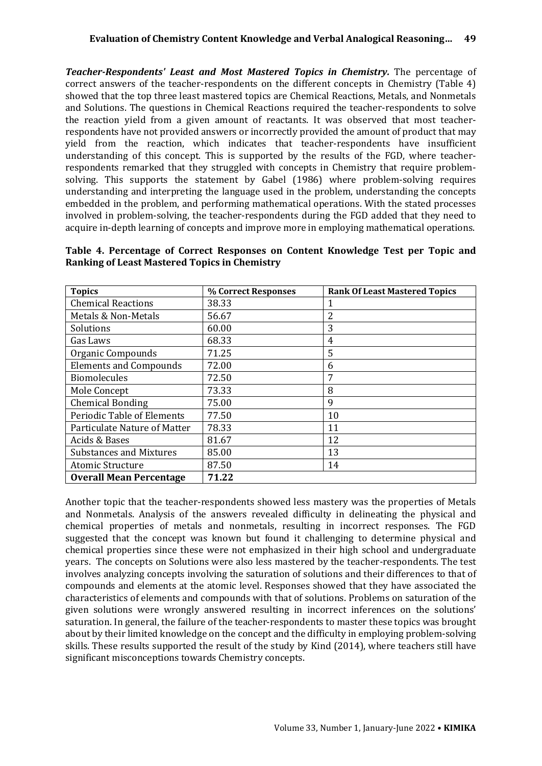***Teacher-Respondents' Least and Most Mastered Topics in Chemistry.*** The percentage of correct answers of the teacher-respondents on the different concepts in Chemistry (Table 4) showed that the top three least mastered topics are Chemical Reactions, Metals, and Nonmetals and Solutions. The questions in Chemical Reactions required the teacher-respondents to solve the reaction yield from a given amount of reactants. It was observed that most teacher-respondents have not provided answers or incorrectly provided the amount of product that may yield from the reaction, which indicates that teacher-respondents have insufficient understanding of this concept. This is supported by the results of the FGD, where teacher-respondents remarked that they struggled with concepts in Chemistry that require problem-solving. This supports the statement by Gabel (1986) where problem-solving requires understanding and interpreting the language used in the problem, understanding the concepts embedded in the problem, and performing mathematical operations. With the stated processes involved in problem-solving, the teacher-respondents during the FGD added that they need to acquire in-depth learning of concepts and improve more in employing mathematical operations.

**Table 4. Percentage of Correct Responses on Content Knowledge Test per Topic and Ranking of Least Mastered Topics in Chemistry**

| Topics | % Correct Responses | Rank Of Least Mastered Topics |
|---|---|---|
| Chemical Reactions | 38.33 | 1 |
| Metals & Non-Metals | 56.67 | 2 |
| Solutions | 60.00 | 3 |
| Gas Laws | 68.33 | 4 |
| Organic Compounds | 71.25 | 5 |
| Elements and Compounds | 72.00 | 6 |
| Biomolecules | 72.50 | 7 |
| Mole Concept | 73.33 | 8 |
| Chemical Bonding | 75.00 | 9 |
| Periodic Table of Elements | 77.50 | 10 |
| Particulate Nature of Matter | 78.33 | 11 |
| Acids & Bases | 81.67 | 12 |
| Substances and Mixtures | 85.00 | 13 |
| Atomic Structure | 87.50 | 14 |
| **Overall Mean Percentage** | **71.22** | |

Another topic that the teacher-respondents showed less mastery was the properties of Metals and Nonmetals. Analysis of the answers revealed difficulty in delineating the physical and chemical properties of metals and nonmetals, resulting in incorrect responses. The FGD suggested that the concept was known but found it challenging to determine physical and chemical properties since these were not emphasized in their high school and undergraduate years. The concepts on Solutions were also less mastered by the teacher-respondents. The test involves analyzing concepts involving the saturation of solutions and their differences to that of compounds and elements at the atomic level. Responses showed that they have associated the characteristics of elements and compounds with that of solutions. Problems on saturation of the given solutions were wrongly answered resulting in incorrect inferences on the solutions' saturation. In general, the failure of the teacher-respondents to master these topics was brought about by their limited knowledge on the concept and the difficulty in employing problem-solving skills. These results supported the result of the study by Kind (2014), where teachers still have significant misconceptions towards Chemistry concepts.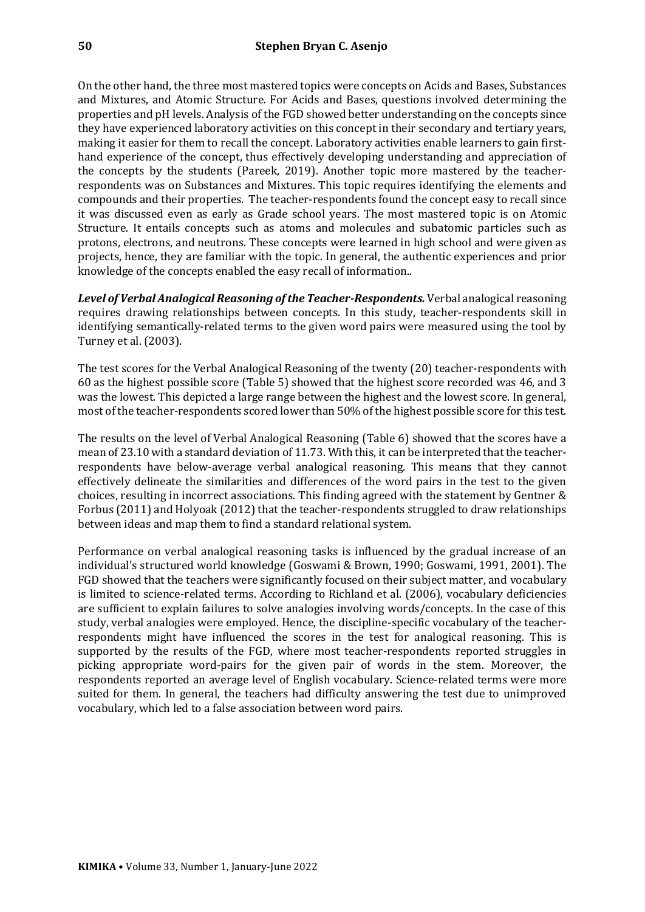On the other hand, the three most mastered topics were concepts on Acids and Bases, Substances and Mixtures, and Atomic Structure. For Acids and Bases, questions involved determining the properties and pH levels. Analysis of the FGD showed better understanding on the concepts since they have experienced laboratory activities on this concept in their secondary and tertiary years, making it easier for them to recall the concept. Laboratory activities enable learners to gain first-hand experience of the concept, thus effectively developing understanding and appreciation of the concepts by the students (Pareek, 2019). Another topic more mastered by the teacher-respondents was on Substances and Mixtures. This topic requires identifying the elements and compounds and their properties. The teacher-respondents found the concept easy to recall since it was discussed even as early as Grade school years. The most mastered topic is on Atomic Structure. It entails concepts such as atoms and molecules and subatomic particles such as protons, electrons, and neutrons. These concepts were learned in high school and were given as projects, hence, they are familiar with the topic. In general, the authentic experiences and prior knowledge of the concepts enabled the easy recall of information..

***Level of Verbal Analogical Reasoning of the Teacher-Respondents.*** Verbal analogical reasoning requires drawing relationships between concepts. In this study, teacher-respondents skill in identifying semantically-related terms to the given word pairs were measured using the tool by Turney et al. (2003).

The test scores for the Verbal Analogical Reasoning of the twenty (20) teacher-respondents with 60 as the highest possible score (Table 5) showed that the highest score recorded was 46, and 3 was the lowest. This depicted a large range between the highest and the lowest score. In general, most of the teacher-respondents scored lower than 50% of the highest possible score for this test.

The results on the level of Verbal Analogical Reasoning (Table 6) showed that the scores have a mean of 23.10 with a standard deviation of 11.73. With this, it can be interpreted that the teacher-respondents have below-average verbal analogical reasoning. This means that they cannot effectively delineate the similarities and differences of the word pairs in the test to the given choices, resulting in incorrect associations. This finding agreed with the statement by Gentner & Forbus (2011) and Holyoak (2012) that the teacher-respondents struggled to draw relationships between ideas and map them to find a standard relational system.

Performance on verbal analogical reasoning tasks is influenced by the gradual increase of an individual's structured world knowledge (Goswami & Brown, 1990; Goswami, 1991, 2001). The FGD showed that the teachers were significantly focused on their subject matter, and vocabulary is limited to science-related terms. According to Richland et al. (2006), vocabulary deficiencies are sufficient to explain failures to solve analogies involving words/concepts. In the case of this study, verbal analogies were employed. Hence, the discipline-specific vocabulary of the teacher-respondents might have influenced the scores in the test for analogical reasoning. This is supported by the results of the FGD, where most teacher-respondents reported struggles in picking appropriate word-pairs for the given pair of words in the stem. Moreover, the respondents reported an average level of English vocabulary. Science-related terms were more suited for them. In general, the teachers had difficulty answering the test due to unimproved vocabulary, which led to a false association between word pairs.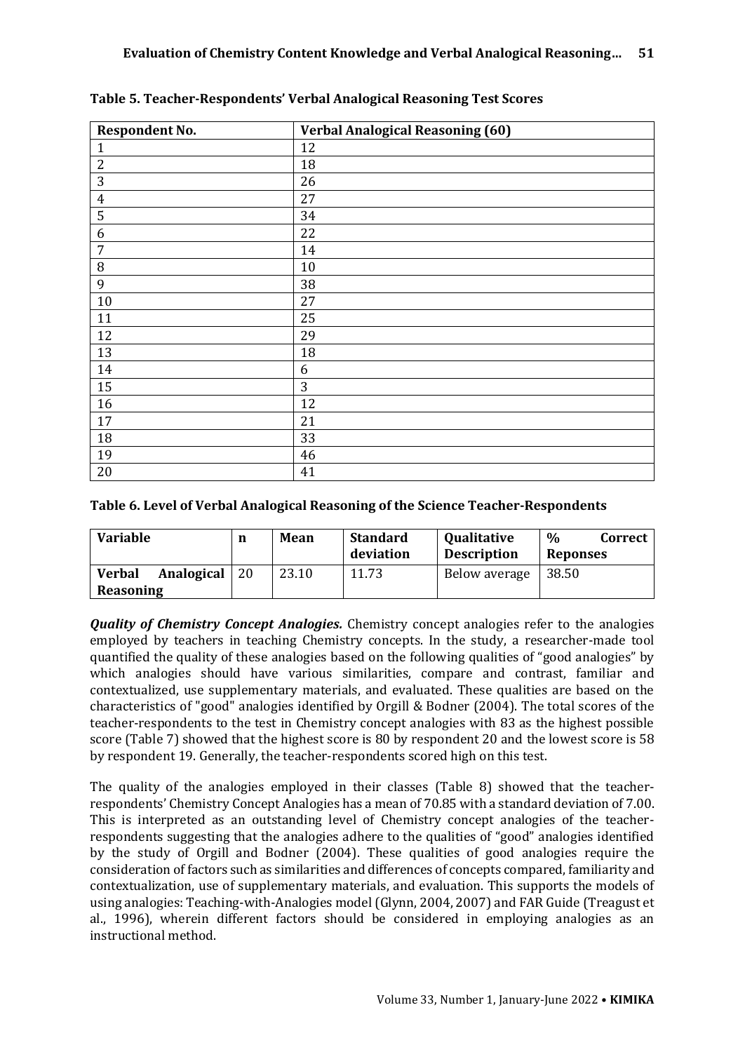**Table 5. Teacher-Respondents' Verbal Analogical Reasoning Test Scores**

| Respondent No. | Verbal Analogical Reasoning (60) |
|---|---|
| 1 | 12 |
| 2 | 18 |
| 3 | 26 |
| 4 | 27 |
| 5 | 34 |
| 6 | 22 |
| 7 | 14 |
| 8 | 10 |
| 9 | 38 |
| 10 | 27 |
| 11 | 25 |
| 12 | 29 |
| 13 | 18 |
| 14 | 6 |
| 15 | 3 |
| 16 | 12 |
| 17 | 21 |
| 18 | 33 |
| 19 | 46 |
| 20 | 41 |

**Table 6. Level of Verbal Analogical Reasoning of the Science Teacher-Respondents**

| Variable | n | Mean | Standard deviation | Qualitative Description | % Correct Reponses |
|---|---|---|---|---|---|
| Verbal Analogical Reasoning | 20 | 23.10 | 11.73 | Below average | 38.50 |

***Quality of Chemistry Concept Analogies.*** Chemistry concept analogies refer to the analogies employed by teachers in teaching Chemistry concepts. In the study, a researcher-made tool quantified the quality of these analogies based on the following qualities of "good analogies" by which analogies should have various similarities, compare and contrast, familiar and contextualized, use supplementary materials, and evaluated. These qualities are based on the characteristics of "good" analogies identified by Orgill & Bodner (2004). The total scores of the teacher-respondents to the test in Chemistry concept analogies with 83 as the highest possible score (Table 7) showed that the highest score is 80 by respondent 20 and the lowest score is 58 by respondent 19. Generally, the teacher-respondents scored high on this test.

The quality of the analogies employed in their classes (Table 8) showed that the teacher-respondents' Chemistry Concept Analogies has a mean of 70.85 with a standard deviation of 7.00. This is interpreted as an outstanding level of Chemistry concept analogies of the teacher-respondents suggesting that the analogies adhere to the qualities of "good" analogies identified by the study of Orgill and Bodner (2004). These qualities of good analogies require the consideration of factors such as similarities and differences of concepts compared, familiarity and contextualization, use of supplementary materials, and evaluation. This supports the models of using analogies: Teaching-with-Analogies model (Glynn, 2004, 2007) and FAR Guide (Treagust et al., 1996), wherein different factors should be considered in employing analogies as an instructional method.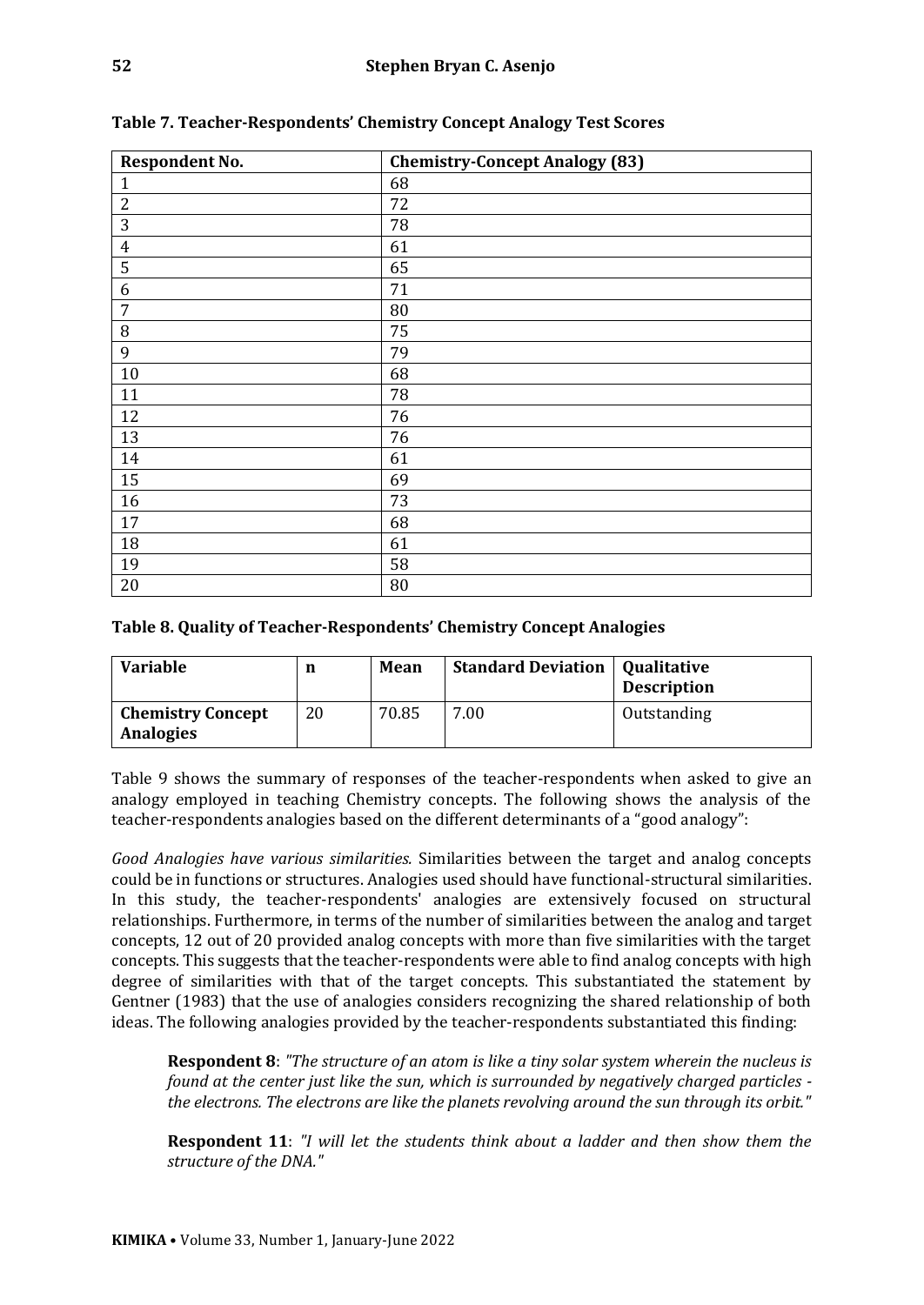**Table 7. Teacher-Respondents' Chemistry Concept Analogy Test Scores**

| Respondent No. | Chemistry-Concept Analogy (83) |
|---|---|
| 1 | 68 |
| 2 | 72 |
| 3 | 78 |
| 4 | 61 |
| 5 | 65 |
| 6 | 71 |
| 7 | 80 |
| 8 | 75 |
| 9 | 79 |
| 10 | 68 |
| 11 | 78 |
| 12 | 76 |
| 13 | 76 |
| 14 | 61 |
| 15 | 69 |
| 16 | 73 |
| 17 | 68 |
| 18 | 61 |
| 19 | 58 |
| 20 | 80 |

**Table 8. Quality of Teacher-Respondents' Chemistry Concept Analogies**

| Variable | n | Mean | Standard Deviation | Qualitative Description |
|---|---|---|---|---|
| **Chemistry Concept Analogies** | 20 | 70.85 | 7.00 | Outstanding |

Table 9 shows the summary of responses of the teacher-respondents when asked to give an analogy employed in teaching Chemistry concepts. The following shows the analysis of the teacher-respondents analogies based on the different determinants of a "good analogy":

*Good Analogies have various similarities.* Similarities between the target and analog concepts could be in functions or structures. Analogies used should have functional-structural similarities. In this study, the teacher-respondents' analogies are extensively focused on structural relationships. Furthermore, in terms of the number of similarities between the analog and target concepts, 12 out of 20 provided analog concepts with more than five similarities with the target concepts. This suggests that the teacher-respondents were able to find analog concepts with high degree of similarities with that of the target concepts. This substantiated the statement by Gentner (1983) that the use of analogies considers recognizing the shared relationship of both ideas. The following analogies provided by the teacher-respondents substantiated this finding:

> **Respondent 8**: *"The structure of an atom is like a tiny solar system wherein the nucleus is found at the center just like the sun, which is surrounded by negatively charged particles - the electrons. The electrons are like the planets revolving around the sun through its orbit."*

> **Respondent 11**: *"I will let the students think about a ladder and then show them the structure of the DNA."*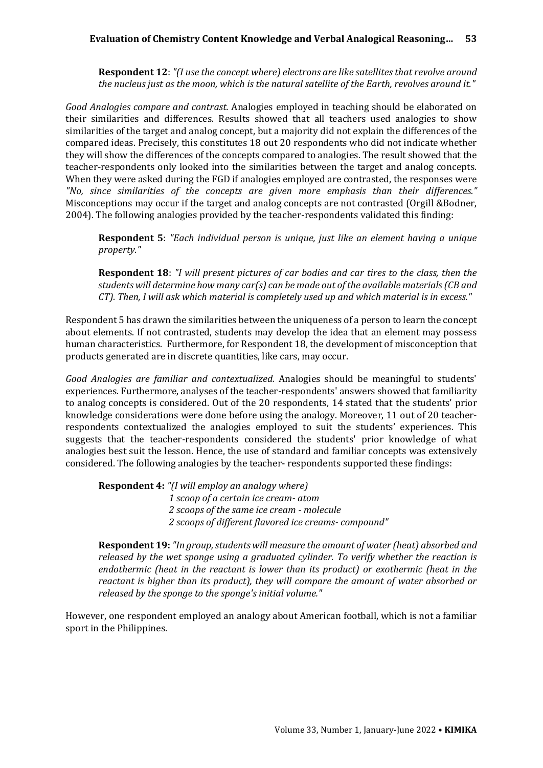**Respondent 12**: *"(I use the concept where) electrons are like satellites that revolve around the nucleus just as the moon, which is the natural satellite of the Earth, revolves around it."*

*Good Analogies compare and contrast.* Analogies employed in teaching should be elaborated on their similarities and differences. Results showed that all teachers used analogies to show similarities of the target and analog concept, but a majority did not explain the differences of the compared ideas. Precisely, this constitutes 18 out 20 respondents who did not indicate whether they will show the differences of the concepts compared to analogies. The result showed that the teacher-respondents only looked into the similarities between the target and analog concepts. When they were asked during the FGD if analogies employed are contrasted, the responses were *"No, since similarities of the concepts are given more emphasis than their differences."* Misconceptions may occur if the target and analog concepts are not contrasted (Orgill &Bodner, 2004). The following analogies provided by the teacher-respondents validated this finding:

**Respondent 5**: *"Each individual person is unique, just like an element having a unique property."*

**Respondent 18**: *"I will present pictures of car bodies and car tires to the class, then the students will determine how many car(s) can be made out of the available materials (CB and CT). Then, I will ask which material is completely used up and which material is in excess."*

Respondent 5 has drawn the similarities between the uniqueness of a person to learn the concept about elements. If not contrasted, students may develop the idea that an element may possess human characteristics. Furthermore, for Respondent 18, the development of misconception that products generated are in discrete quantities, like cars, may occur.

*Good Analogies are familiar and contextualized.* Analogies should be meaningful to students' experiences. Furthermore, analyses of the teacher-respondents' answers showed that familiarity to analog concepts is considered. Out of the 20 respondents, 14 stated that the students' prior knowledge considerations were done before using the analogy. Moreover, 11 out of 20 teacher-respondents contextualized the analogies employed to suit the students' experiences. This suggests that the teacher-respondents considered the students' prior knowledge of what analogies best suit the lesson. Hence, the use of standard and familiar concepts was extensively considered. The following analogies by the teacher- respondents supported these findings:

**Respondent 4:** *"(I will employ an analogy where)*
*1 scoop of a certain ice cream- atom*
*2 scoops of the same ice cream - molecule*
*2 scoops of different flavored ice creams- compound"*

**Respondent 19:** *"In group, students will measure the amount of water (heat) absorbed and released by the wet sponge using a graduated cylinder. To verify whether the reaction is endothermic (heat in the reactant is lower than its product) or exothermic (heat in the reactant is higher than its product), they will compare the amount of water absorbed or released by the sponge to the sponge's initial volume."*

However, one respondent employed an analogy about American football, which is not a familiar sport in the Philippines.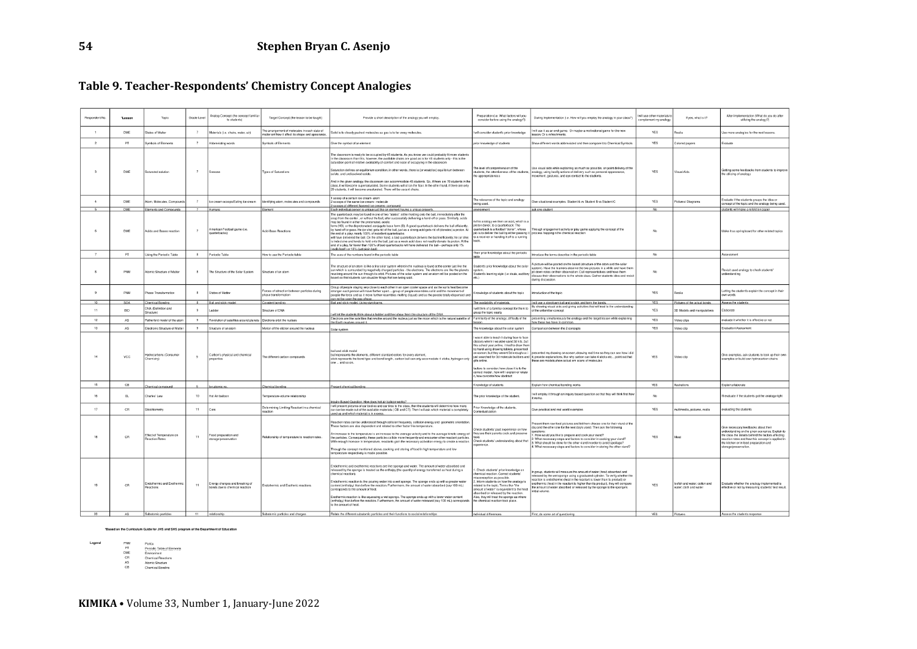## Table 9. Teacher-Respondents' Chemistry Concept Analogies

| Respondent No. | *Lesson | Topic | Grade Level | Analog Concept (the concept familiar to students) | Target Concept (the lesson to be taught) | Provide a short description of the analogy you will employ. | Preparation (i.e. What factors will you consider before using the analogy?) | During Implementation (i.e. How will you employ the analogy in your class?) | I will use other materials to complement my analogy. | If yes, what is it? | After implementation (What do you do after utilizing the analogy?) |
|---|---|---|---|---|---|---|---|---|---|---|---|
| 1 | DME | States of Matter | 7 | Materials (i.e. chairs, water, air) | The arrangement of molecules in each state of matter and how it affect its shape and space taken. | Solid is to closely packed molecules as gas is to far away molecules. | I will consider students prior knowledge | I will use it as an end game. Or maybe a motivational game for the new lesson. Or a refreshments. | YES | Realia | Use more analogies for the next lessons. |
| 2 | PT | Symbols of Elements | 7 | Abbreviating words | Symbols of Elements | Give the symbol of an element | prior knowledge of students | Show different words abbreviated and then compare it to Chemical Symbols | YES | Colored papers | Evaluate |
| 3 | DME | Saturated solution | 7 | Seesaw | Types of Solutions | The classroom is ready to be occupied by 45 students. As you know we could probably fit more students in the classroom than this, however, the available chairs are good as is for 45 students only - this is the saturation point of relative availability of comfort and ease of occupying in the classroom. Saturation defines an equilibrium condition. In other words, there is (or would be) equilibrium between solute, and undissolved solute. And in the given analogy, the classroom can accommodate 45 students. So, if there are 70 students in the class, it will become supersaturated. Some students will sit on the floor. In the other hand, if there are only 20 students, it will become unsaturated. There will be vacant chairs. | The level of comprehension of the students, the attentiveness of the students, the appropriateness | Use visual aids while explaining as much as possible, an point delivery of the analogy, using bodily actions of delivery such as personal appearance, movement, gestures, and eye contact to the students. | YES | Visual Aids | Getting some feedbacks from students to improve the utilizing of analogy |
| 4 | DME | Atom, Molecules, Compounds | 7 | Ice cream scoops/Eating Ice cream | Identifying atom, molecules and compounds | 1 scoop of a certain ice cream- atom 2 scoops of the same ice cream - molecule 2 scoops of different flavored ice creams- compound | The relevance of the topic and analogy being used. | Give situational examples. Student A vs Student B vs Student C | YES | Pictures/ Diagrams | Evaluate if the students grasps the idea or concept of the topic and the analogy being used. |
| 5 | DME | Elements and Compounds | 7 | Humans | Element | Each individual person is unique just like an element having a unique property | environment | ask one student | No | | students will make a reflection paper |
| 6 | DME | Acids and Bases reaction | 7 | American Football game (i.e. quarterbacks) | Acid-Base Reactions | The quarterback may be found in one of two "states" either holding onto the ball, immediately after the snap from the center, or without the ball, after successfully delivering a hand-off or pass. Similarly, acids may be found in either the protonated, acidic form (HB), or the deprotonated, conjugate base form (B). A good quarterback delivers the ball efficiently, by hand-off or pass, the (or she) gets rid of the ball, just as a strong acid gets rid of (donates) a proton. At the end of a play, nearly 100% of excellent quarterbacks will have delivered the ball. On the other hand, a bad quarterback delivers the ball inefficiently. He (or she) is indecisive and tends to hold onto the ball, just as a weak acid does not readily donate its proton. At the end of a play, far fewer than 100% of bad quarterbacks will have delivered the ball—perhaps only 1% (really bad!) or 10% (just plain bad). | In this analogy we liken an acid, which is a proton donor, to a quarterback. The quarterback is a football "donor", whose job is to deliver the ball by either passing it to a receiver or handing it off to a running back. | Through engagement activity or play game applying the concept of the process hopping in the chemical reaction | No | | Make it as spring board for other related topics |
| 7 | PT | Using the Periodic Table | 8 | Periodic Table | How to use the Periodic table | The uses of the numbers found in the periodic table | Their prior knowledge about the periodic table | Introduce the terms describe in the periodic table | No | | Assessment |
| 8 | PNM | Atomic Structure of Matter | 8 | The Structure of the Solar System | Structure of an atom | The structure of an atom is like a tiny solar system wherein the nucleus is found at the center just like the sun which is surrounded by negatively charged particles - the electrons. The electrons are like the planets revolving around the sun through its orbit. Pictures of the solar system and an atom will be posted on the board so that students can visualize things that are being said. | Students prior knowledge about the solar system. Student's learning style (i.e. visuals, auditory etc.) | A picture will be posted on the board (structure of the atom and the solar system). Have the learners observe the two pictures in a while and have them jot down notes on their observation. Call representatives and have them discuss their observations to the whole class. Gather students idea and revisit during discussion. | No | | Revisit used analogy to check students' understanding |
| 9 | PNM | Phase Transformation | 8 | States of Matter | Forces of attraction between particles during phase transformation | Group of people staying very close to each other in an open cooler space and as the sun's heat become stronger each person will move farther apart....group of people resembles solid and the movement of people the force and as it move further resembles melting (liquid) and as the people totally dispersed and can not be seen the gas phase | Knowledge of students about the topic | Introduction of the topic | YES | Realia | Letting the students explain the concept in their own words |
| 10 | SOA | Chemical Bonding | 8 | Ball and stick model | Covalent bonding | Ball and stick model. Using styrofoams | The availability of materials | I will use a styrofoam ball and a stick and form the bonds | YES | Pictures of the actual bonds | Assess the students |
| 11 | BIO | DNA (Definition and Structure) | 9 | Ladder | Structure of DNA | I will let the students think about a ladder and how does them the structure of the DNA | I will think of a familiar concept for them to grasp the topic easily | By showing visual aids and giving activities that will lead to the understanding of the unfamiliar concept | YES | 3D Models and manipulatives | Elaborate |
| 12 | AS | Rutherford model of the atom | 9 | Revolution of satellites around planets | Electrons orbit the nucleus | Electrons are like satellites that revolve around the nucleus just as the moon which is the natural satellite of the Earth revolves around it. | Familiarity of the analogy, difficulty of the lesson | presenting simultaneously the analogy and the target lesson while explaining how these two have in common | YES | Video clips | evaluate it whether it is effective or not |
| 13 | AS | Electronic Structure of Matter | 9 | Structure of an atom | Motion of the electron around the nucleus | Solar system | The knowledge about the solar system | Comparison between the 2 concepts | YES | Video clip | Evaluation/Assessment |
| 14 | VCC | Hydrocarbons (Consumer Chemistry) | 9 | Carbon's physical and chemical properties | The different carbon compounds | ball and stick model ball represents the elements, different standard colors for every element, stick represents the bond type and bond length, carbon ball can only accommodate 4 sticks, hydrogen only one ... and so on. | I was not able to teach it during face to face classes where I was able to teach 3D kits, but this school year online, I tried to draw them by hand using drawing tablets, presented on screen, but they weren't 3d enough so I just searched for 3d molecule builders and gifs online. factors to consider: how close it is to the correct model, how will I explain or relate it, how concrete/how abstract | presented my drawing on-screen, showing real time so they can see how I did it, provide explanations, like why carbon can take 4 sticks etc., point out that these are models, show actual em scans of molecules | YES | Video clip | Give examples, ask students to look up their own examples or build own hydrocarbon chains |
| 15 | CB | Chemical compound | 9 | Ion-atomic no. | Chemical bonding | Present chemical bonding | Knowledge of students | Explain how chemical bonding works | YES | Illustrations | Explain/elaborate |
| 16 | GL | Charles' Law | 10 | Hot Air balloon | Temperature-volume relationship | Inquiry-Based Question: How does hot air balloon works? | The prior knowledge of the student. | I will employ it through an inquiry based question so that they will think first how it works. | No | | I'll evaluate if the students got the analogy right |
| 17 | CR | Stoichiometry | 11 | Cars | Determining Limiting Reactant in a chemical reaction | I will present pictures of car bodies and car tires to the class, then the students will determine how many car can be made out of the available materials ( CB and CT). Then I will ask which material is completely used up and which material is in excess. | Prior Knowledge of the students, Contextualization | Give practical and real world examples | YES | multimedia, pictures, realia | evaluating the students |
| 18 | CR | Effect of Temperature on Reaction Rates | 11 | Food preparation and storage/preservation | Relationship of temperature to reaction rates. | Reaction rates can be understood through collision theory, collision energy and geometric orientation. These factors are also dependent and related to other factor like temperature. An increase in the temperature is an increase to the average velocity and to the average kinetic energy of the particles. Consequently, these particles collide more frequently and encounter other reactant particles. With enough increase in temperature, reactants gain the necessary activation energy to create a reaction. Through the concept mentioned above, cooking and storing of food in high temperature and low temperature respectively is made possible. | Check students' past experience on how they see their parents cook and preserve food. Check students' understanding about that experience. | Present them two food pictures and let them choose one for their viand of the day and the other one for the next day's viand. Then ask the following questions: 1. How would you like to prepare and cook your viand? 2. What necessary steps and factors to consider in cooking your viand? 3. What should be done for the other viand in order to avoid spoilage? 4. What necessary steps and factors to consider in storing the other viand? | YES | Meat | Give necessary feedbacks about their understanding on the given scenarios. Explain to the class the details behind the factors affecting reaction rates and how this concept is applied in the kitchen on in food preparation and storage/preservation. |
| 19 | CR | Endothermic and Exothermic Reactions | 11 | Energy changes and breaking of bonds due to chemical reaction | Endothermic and Exothermic reactions | Endothermic and exothermic reactions are like sponge and water. The amount of water absorbed and released by the sponge is treated as the enthalpy (the quantity of energy transferred as heat during a chemical reaction). Endothermic reaction is like pouring water into a wet sponge. The sponge ends up with a greater water content (enthalpy) than before the reaction. Furthermore, the amount of water absorbed (say 100 mL) corresponds to the amount of heat. Exothermic reaction is like squeezing a wet sponge. The sponge ends up with a lower water content (enthalpy) than before the reaction. Furthermore, the amount of water released (say 100 mL) corresponds to the amount of heat. | 1. Check students' prior knowledge on chemical reaction. Correct students' misconception as possible. 2. Inform students on how the analogy is related to the topic. Terms like "the amount of water" is equivalent to the heat absorbed or released by the reaction. Also, they will treat the sponge as where the chemical reaction took place. | In group, students will measure the amount of water (heat) absorbed and released by the wet sponge using a graduated cylinder. To verify whether the reaction is endothermic or exothermic, they will compare the amount of water absorbed or released by the sponge to the sponge's initial volume. In an endothermic reaction, heat in the reactant is lower than its product; in exothermic, heat in the reactant is higher than its product. | YES | Sponge, water, cloth and water | Evaluate whether the analogy implemented is effective or not by measuring students' test result. |
| 20 | AS | Subatomic particles | 11 | relationship | Subatomic particles and charges | Relate the different subatomic particles and their functions to social relationships | individual differences | First, do some art of questioning | YES | Pictures | Assess the students response |

*Based on the Curriculum Guide for JHS and SHS program of the Department of Education

Legend

- PNM — Particle
- PT — Periodic Table of Elements
- DME — Environment
- CR — Chemical Reactions
- AS — Atomic Structure
- CB — Chemical Bonding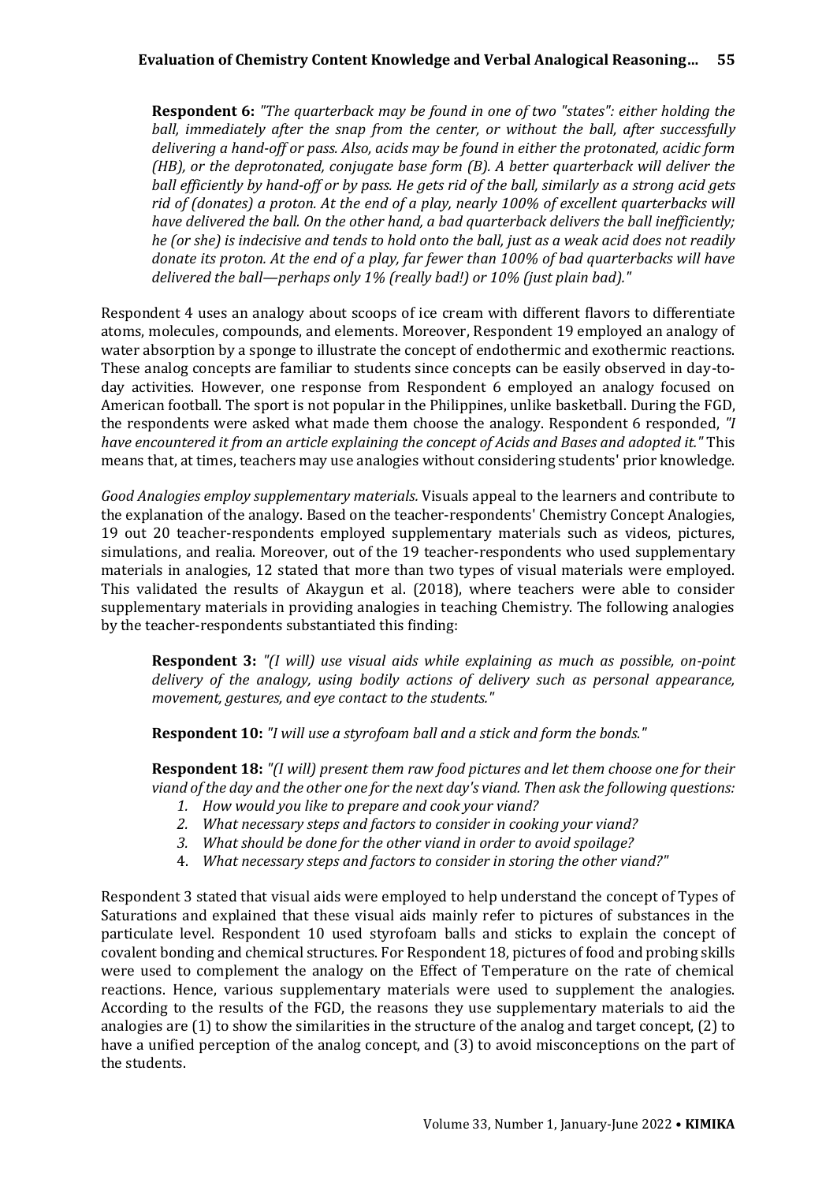**Respondent 6:** *"The quarterback may be found in one of two "states": either holding the ball, immediately after the snap from the center, or without the ball, after successfully delivering a hand-off or pass. Also, acids may be found in either the protonated, acidic form (HB), or the deprotonated, conjugate base form (B). A better quarterback will deliver the ball efficiently by hand-off or by pass. He gets rid of the ball, similarly as a strong acid gets rid of (donates) a proton. At the end of a play, nearly 100% of excellent quarterbacks will have delivered the ball. On the other hand, a bad quarterback delivers the ball inefficiently; he (or she) is indecisive and tends to hold onto the ball, just as a weak acid does not readily donate its proton. At the end of a play, far fewer than 100% of bad quarterbacks will have delivered the ball—perhaps only 1% (really bad!) or 10% (just plain bad)."*

Respondent 4 uses an analogy about scoops of ice cream with different flavors to differentiate atoms, molecules, compounds, and elements. Moreover, Respondent 19 employed an analogy of water absorption by a sponge to illustrate the concept of endothermic and exothermic reactions. These analog concepts are familiar to students since concepts can be easily observed in day-to-day activities. However, one response from Respondent 6 employed an analogy focused on American football. The sport is not popular in the Philippines, unlike basketball. During the FGD, the respondents were asked what made them choose the analogy. Respondent 6 responded, *"I have encountered it from an article explaining the concept of Acids and Bases and adopted it."* This means that, at times, teachers may use analogies without considering students' prior knowledge.

*Good Analogies employ supplementary materials.* Visuals appeal to the learners and contribute to the explanation of the analogy. Based on the teacher-respondents' Chemistry Concept Analogies, 19 out 20 teacher-respondents employed supplementary materials such as videos, pictures, simulations, and realia. Moreover, out of the 19 teacher-respondents who used supplementary materials in analogies, 12 stated that more than two types of visual materials were employed. This validated the results of Akaygun et al. (2018), where teachers were able to consider supplementary materials in providing analogies in teaching Chemistry. The following analogies by the teacher-respondents substantiated this finding:

**Respondent 3:** *"(I will) use visual aids while explaining as much as possible, on-point delivery of the analogy, using bodily actions of delivery such as personal appearance, movement, gestures, and eye contact to the students."*

**Respondent 10:** *"I will use a styrofoam ball and a stick and form the bonds."*

**Respondent 18:** *"(I will) present them raw food pictures and let them choose one for their viand of the day and the other one for the next day's viand. Then ask the following questions:*

1. *How would you like to prepare and cook your viand?*
2. *What necessary steps and factors to consider in cooking your viand?*
3. *What should be done for the other viand in order to avoid spoilage?*
4. *What necessary steps and factors to consider in storing the other viand?"*

Respondent 3 stated that visual aids were employed to help understand the concept of Types of Saturations and explained that these visual aids mainly refer to pictures of substances in the particulate level. Respondent 10 used styrofoam balls and sticks to explain the concept of covalent bonding and chemical structures. For Respondent 18, pictures of food and probing skills were used to complement the analogy on the Effect of Temperature on the rate of chemical reactions. Hence, various supplementary materials were used to supplement the analogies. According to the results of the FGD, the reasons they use supplementary materials to aid the analogies are (1) to show the similarities in the structure of the analog and target concept, (2) to have a unified perception of the analog concept, and (3) to avoid misconceptions on the part of the students.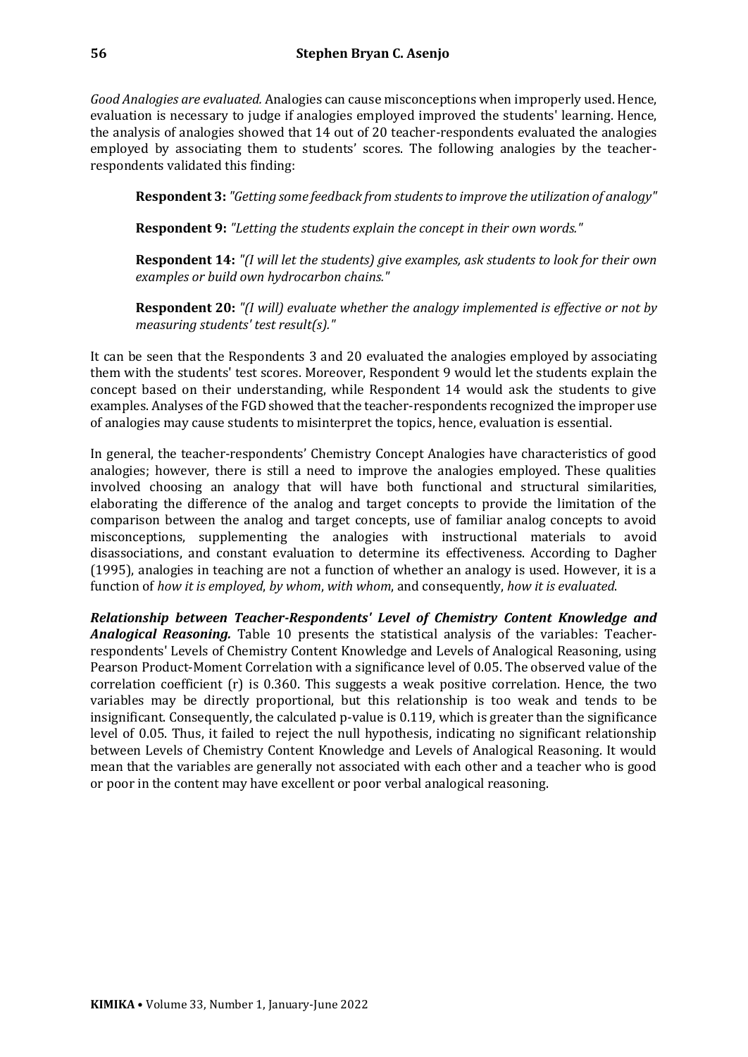*Good Analogies are evaluated.* Analogies can cause misconceptions when improperly used. Hence, evaluation is necessary to judge if analogies employed improved the students' learning. Hence, the analysis of analogies showed that 14 out of 20 teacher-respondents evaluated the analogies employed by associating them to students' scores. The following analogies by the teacher-respondents validated this finding:

> **Respondent 3:** *"Getting some feedback from students to improve the utilization of analogy"*
>
> **Respondent 9:** *"Letting the students explain the concept in their own words."*
>
> **Respondent 14:** *"(I will let the students) give examples, ask students to look for their own examples or build own hydrocarbon chains."*
>
> **Respondent 20:** *"(I will) evaluate whether the analogy implemented is effective or not by measuring students' test result(s)."*

It can be seen that the Respondents 3 and 20 evaluated the analogies employed by associating them with the students' test scores. Moreover, Respondent 9 would let the students explain the concept based on their understanding, while Respondent 14 would ask the students to give examples. Analyses of the FGD showed that the teacher-respondents recognized the improper use of analogies may cause students to misinterpret the topics, hence, evaluation is essential.

In general, the teacher-respondents' Chemistry Concept Analogies have characteristics of good analogies; however, there is still a need to improve the analogies employed. These qualities involved choosing an analogy that will have both functional and structural similarities, elaborating the difference of the analog and target concepts to provide the limitation of the comparison between the analog and target concepts, use of familiar analog concepts to avoid misconceptions, supplementing the analogies with instructional materials to avoid disassociations, and constant evaluation to determine its effectiveness. According to Dagher (1995), analogies in teaching are not a function of whether an analogy is used. However, it is a function of *how it is employed*, *by whom*, *with whom*, and consequently, *how it is evaluated*.

***Relationship between Teacher-Respondents' Level of Chemistry Content Knowledge and Analogical Reasoning.*** Table 10 presents the statistical analysis of the variables: Teacher-respondents' Levels of Chemistry Content Knowledge and Levels of Analogical Reasoning, using Pearson Product-Moment Correlation with a significance level of 0.05. The observed value of the correlation coefficient (r) is 0.360. This suggests a weak positive correlation. Hence, the two variables may be directly proportional, but this relationship is too weak and tends to be insignificant. Consequently, the calculated p-value is 0.119, which is greater than the significance level of 0.05. Thus, it failed to reject the null hypothesis, indicating no significant relationship between Levels of Chemistry Content Knowledge and Levels of Analogical Reasoning. It would mean that the variables are generally not associated with each other and a teacher who is good or poor in the content may have excellent or poor verbal analogical reasoning.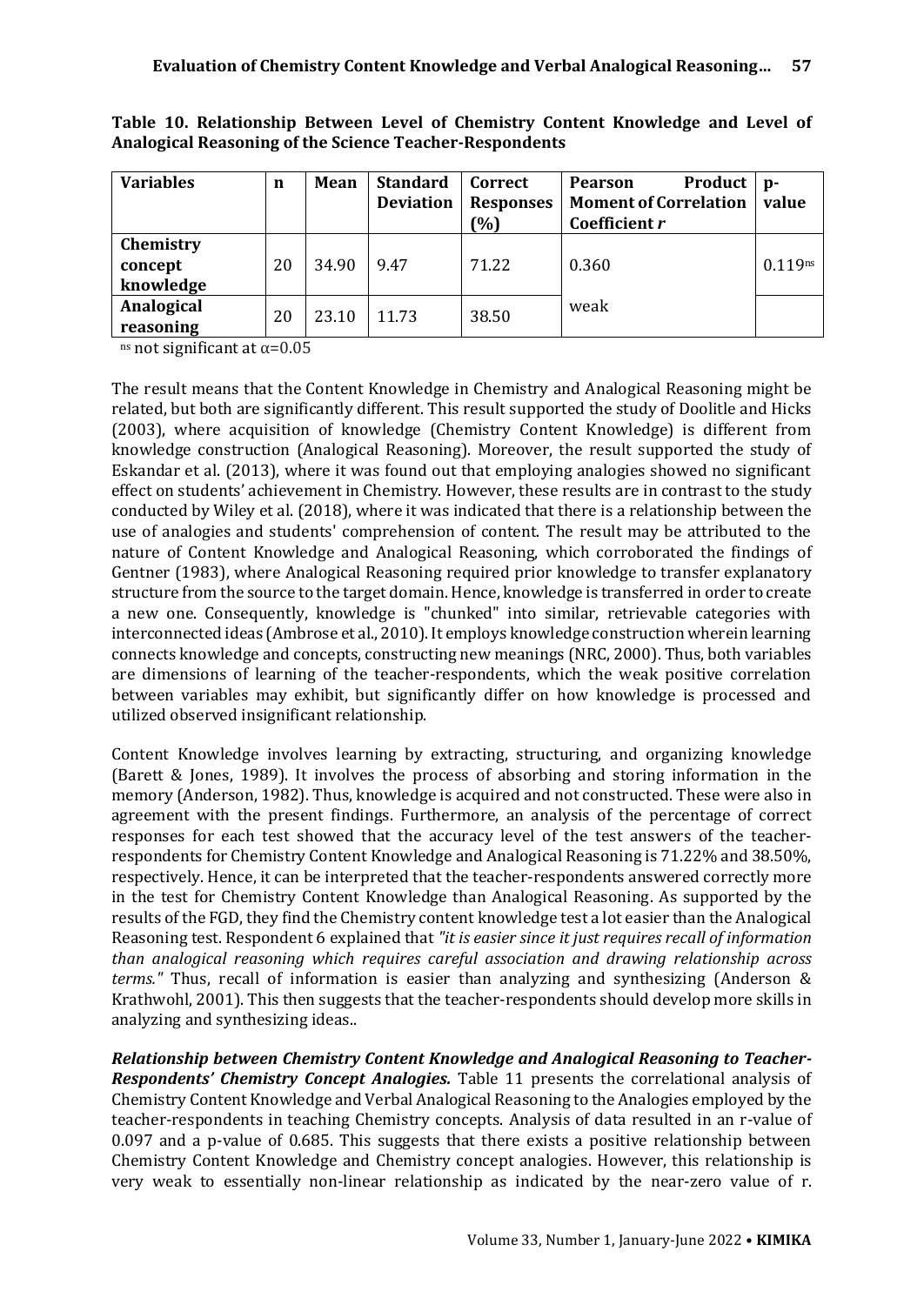**Table 10. Relationship Between Level of Chemistry Content Knowledge and Level of Analogical Reasoning of the Science Teacher-Respondents**

| Variables | n | Mean | Standard Deviation | Correct Responses (%) | Pearson Product Moment of Correlation Coefficient *r* | p-value |
|---|---|---|---|---|---|---|
| **Chemistry concept knowledge** | 20 | 34.90 | 9.47 | 71.22 | 0.360 | 0.119[ns] |
| **Analogical reasoning** | 20 | 23.10 | 11.73 | 38.50 | weak | |

[ns] not significant at α=0.05

The result means that the Content Knowledge in Chemistry and Analogical Reasoning might be related, but both are significantly different. This result supported the study of Doolitle and Hicks (2003), where acquisition of knowledge (Chemistry Content Knowledge) is different from knowledge construction (Analogical Reasoning). Moreover, the result supported the study of Eskandar et al. (2013), where it was found out that employing analogies showed no significant effect on students' achievement in Chemistry. However, these results are in contrast to the study conducted by Wiley et al. (2018), where it was indicated that there is a relationship between the use of analogies and students' comprehension of content. The result may be attributed to the nature of Content Knowledge and Analogical Reasoning, which corroborated the findings of Gentner (1983), where Analogical Reasoning required prior knowledge to transfer explanatory structure from the source to the target domain. Hence, knowledge is transferred in order to create a new one. Consequently, knowledge is "chunked" into similar, retrievable categories with interconnected ideas (Ambrose et al., 2010). It employs knowledge construction wherein learning connects knowledge and concepts, constructing new meanings (NRC, 2000). Thus, both variables are dimensions of learning of the teacher-respondents, which the weak positive correlation between variables may exhibit, but significantly differ on how knowledge is processed and utilized observed insignificant relationship.

Content Knowledge involves learning by extracting, structuring, and organizing knowledge (Barett & Jones, 1989). It involves the process of absorbing and storing information in the memory (Anderson, 1982). Thus, knowledge is acquired and not constructed. These were also in agreement with the present findings. Furthermore, an analysis of the percentage of correct responses for each test showed that the accuracy level of the test answers of the teacher-respondents for Chemistry Content Knowledge and Analogical Reasoning is 71.22% and 38.50%, respectively. Hence, it can be interpreted that the teacher-respondents answered correctly more in the test for Chemistry Content Knowledge than Analogical Reasoning. As supported by the results of the FGD, they find the Chemistry content knowledge test a lot easier than the Analogical Reasoning test. Respondent 6 explained that *"it is easier since it just requires recall of information than analogical reasoning which requires careful association and drawing relationship across terms."* Thus, recall of information is easier than analyzing and synthesizing (Anderson & Krathwohl, 2001). This then suggests that the teacher-respondents should develop more skills in analyzing and synthesizing ideas..

***Relationship between Chemistry Content Knowledge and Analogical Reasoning to Teacher-Respondents' Chemistry Concept Analogies.*** Table 11 presents the correlational analysis of Chemistry Content Knowledge and Verbal Analogical Reasoning to the Analogies employed by the teacher-respondents in teaching Chemistry concepts. Analysis of data resulted in an r-value of 0.097 and a p-value of 0.685. This suggests that there exists a positive relationship between Chemistry Content Knowledge and Chemistry concept analogies. However, this relationship is very weak to essentially non-linear relationship as indicated by the near-zero value of r.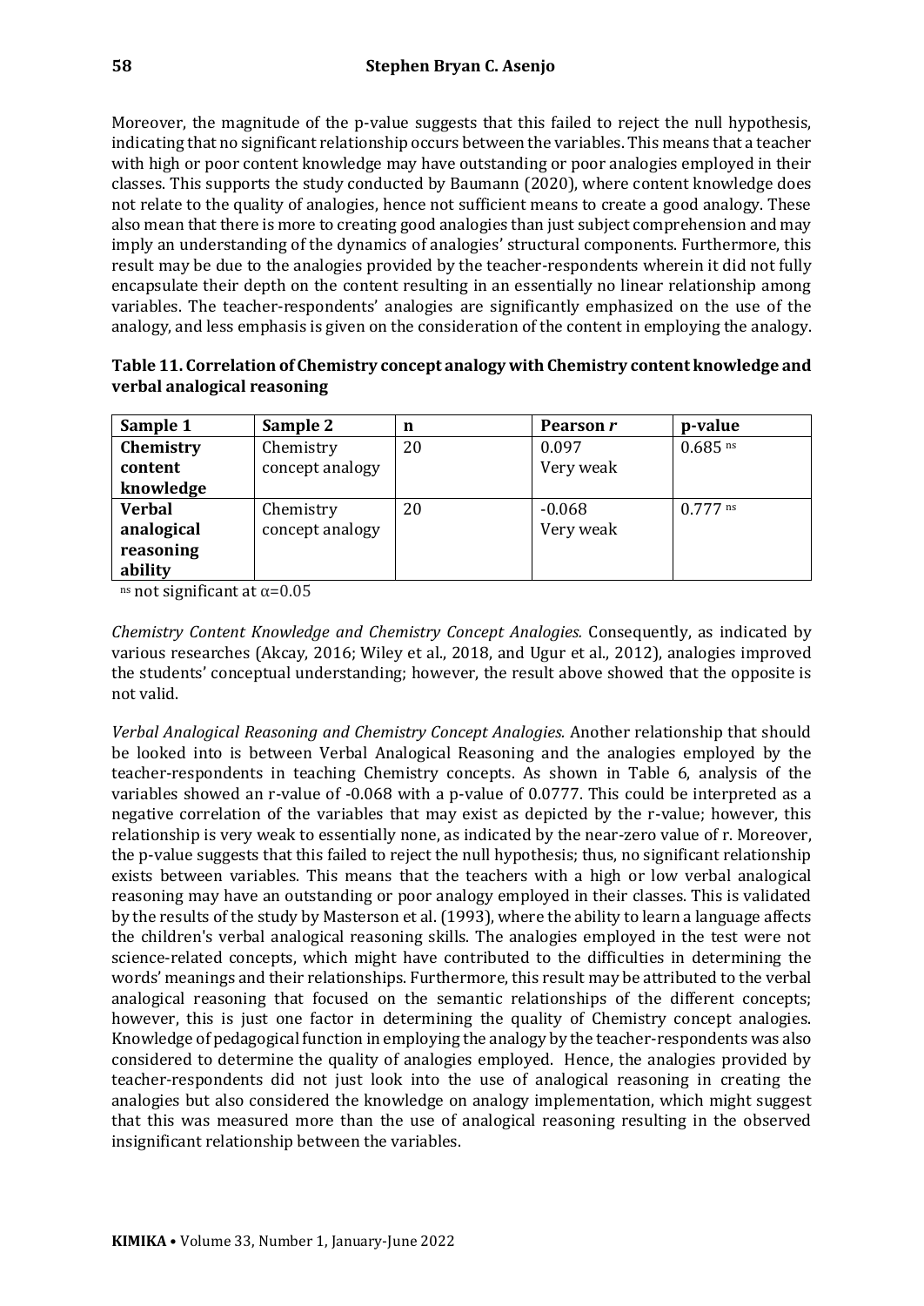Moreover, the magnitude of the p-value suggests that this failed to reject the null hypothesis, indicating that no significant relationship occurs between the variables. This means that a teacher with high or poor content knowledge may have outstanding or poor analogies employed in their classes. This supports the study conducted by Baumann (2020), where content knowledge does not relate to the quality of analogies, hence not sufficient means to create a good analogy. These also mean that there is more to creating good analogies than just subject comprehension and may imply an understanding of the dynamics of analogies' structural components. Furthermore, this result may be due to the analogies provided by the teacher-respondents wherein it did not fully encapsulate their depth on the content resulting in an essentially no linear relationship among variables. The teacher-respondents' analogies are significantly emphasized on the use of the analogy, and less emphasis is given on the consideration of the content in employing the analogy.

**Table 11. Correlation of Chemistry concept analogy with Chemistry content knowledge and verbal analogical reasoning**

| Sample 1 | Sample 2 | n | Pearson *r* | p-value |
|---|---|---|---|---|
| **Chemistry content knowledge** | Chemistry concept analogy | 20 | 0.097 Very weak | 0.685 [ns] |
| **Verbal analogical reasoning ability** | Chemistry concept analogy | 20 | -0.068 Very weak | 0.777 [ns] |

[ns] not significant at $\alpha$=0.05

*Chemistry Content Knowledge and Chemistry Concept Analogies.* Consequently, as indicated by various researches (Akcay, 2016; Wiley et al., 2018, and Ugur et al., 2012), analogies improved the students' conceptual understanding; however, the result above showed that the opposite is not valid.

*Verbal Analogical Reasoning and Chemistry Concept Analogies.* Another relationship that should be looked into is between Verbal Analogical Reasoning and the analogies employed by the teacher-respondents in teaching Chemistry concepts. As shown in Table 6, analysis of the variables showed an r-value of -0.068 with a p-value of 0.0777. This could be interpreted as a negative correlation of the variables that may exist as depicted by the r-value; however, this relationship is very weak to essentially none, as indicated by the near-zero value of r. Moreover, the p-value suggests that this failed to reject the null hypothesis; thus, no significant relationship exists between variables. This means that the teachers with a high or low verbal analogical reasoning may have an outstanding or poor analogy employed in their classes. This is validated by the results of the study by Masterson et al. (1993), where the ability to learn a language affects the children's verbal analogical reasoning skills. The analogies employed in the test were not science-related concepts, which might have contributed to the difficulties in determining the words' meanings and their relationships. Furthermore, this result may be attributed to the verbal analogical reasoning that focused on the semantic relationships of the different concepts; however, this is just one factor in determining the quality of Chemistry concept analogies. Knowledge of pedagogical function in employing the analogy by the teacher-respondents was also considered to determine the quality of analogies employed. Hence, the analogies provided by teacher-respondents did not just look into the use of analogical reasoning in creating the analogies but also considered the knowledge on analogy implementation, which might suggest that this was measured more than the use of analogical reasoning resulting in the observed insignificant relationship between the variables.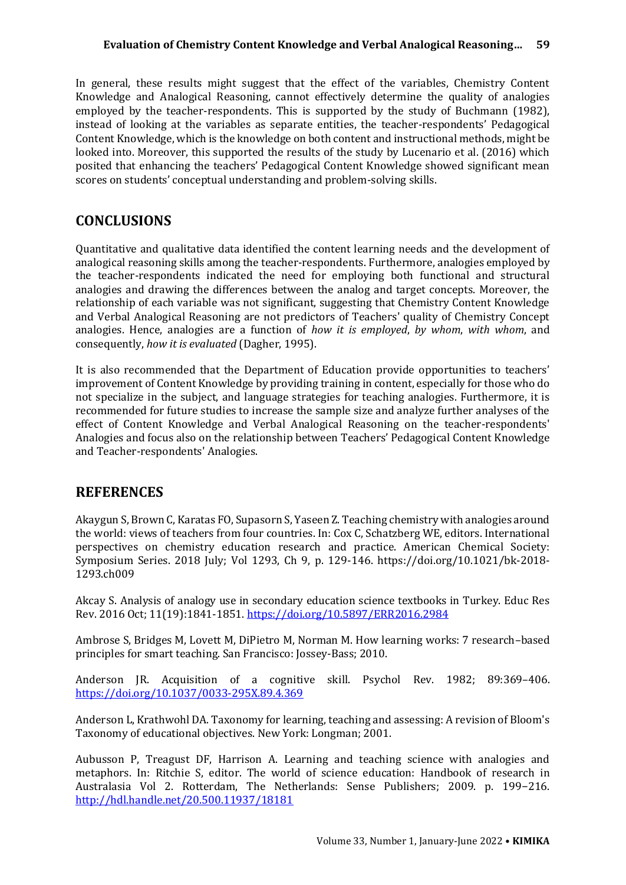In general, these results might suggest that the effect of the variables, Chemistry Content Knowledge and Analogical Reasoning, cannot effectively determine the quality of analogies employed by the teacher-respondents. This is supported by the study of Buchmann (1982), instead of looking at the variables as separate entities, the teacher-respondents' Pedagogical Content Knowledge, which is the knowledge on both content and instructional methods, might be looked into. Moreover, this supported the results of the study by Lucenario et al. (2016) which posited that enhancing the teachers' Pedagogical Content Knowledge showed significant mean scores on students' conceptual understanding and problem-solving skills.

## CONCLUSIONS

Quantitative and qualitative data identified the content learning needs and the development of analogical reasoning skills among the teacher-respondents. Furthermore, analogies employed by the teacher-respondents indicated the need for employing both functional and structural analogies and drawing the differences between the analog and target concepts. Moreover, the relationship of each variable was not significant, suggesting that Chemistry Content Knowledge and Verbal Analogical Reasoning are not predictors of Teachers' quality of Chemistry Concept analogies. Hence, analogies are a function of *how it is employed*, *by whom*, *with whom*, and consequently, *how it is evaluated* (Dagher, 1995).

It is also recommended that the Department of Education provide opportunities to teachers' improvement of Content Knowledge by providing training in content, especially for those who do not specialize in the subject, and language strategies for teaching analogies. Furthermore, it is recommended for future studies to increase the sample size and analyze further analyses of the effect of Content Knowledge and Verbal Analogical Reasoning on the teacher-respondents' Analogies and focus also on the relationship between Teachers' Pedagogical Content Knowledge and Teacher-respondents' Analogies.

## REFERENCES

Akaygun S, Brown C, Karatas FO, Supasorn S, Yaseen Z. Teaching chemistry with analogies around the world: views of teachers from four countries. In: Cox C, Schatzberg WE, editors. International perspectives on chemistry education research and practice. American Chemical Society: Symposium Series. 2018 July; Vol 1293, Ch 9, p. 129-146. https://doi.org/10.1021/bk-2018-1293.ch009

Akcay S. Analysis of analogy use in secondary education science textbooks in Turkey. Educ Res Rev. 2016 Oct; 11(19):1841-1851. https://doi.org/10.5897/ERR2016.2984

Ambrose S, Bridges M, Lovett M, DiPietro M, Norman M. How learning works: 7 research–based principles for smart teaching. San Francisco: Jossey-Bass; 2010.

Anderson JR. Acquisition of a cognitive skill. Psychol Rev. 1982; 89:369–406. https://doi.org/10.1037/0033-295X.89.4.369

Anderson L, Krathwohl DA. Taxonomy for learning, teaching and assessing: A revision of Bloom's Taxonomy of educational objectives. New York: Longman; 2001.

Aubusson P, Treagust DF, Harrison A. Learning and teaching science with analogies and metaphors. In: Ritchie S, editor. The world of science education: Handbook of research in Australasia Vol 2. Rotterdam, The Netherlands: Sense Publishers; 2009. p. 199–216. http://hdl.handle.net/20.500.11937/18181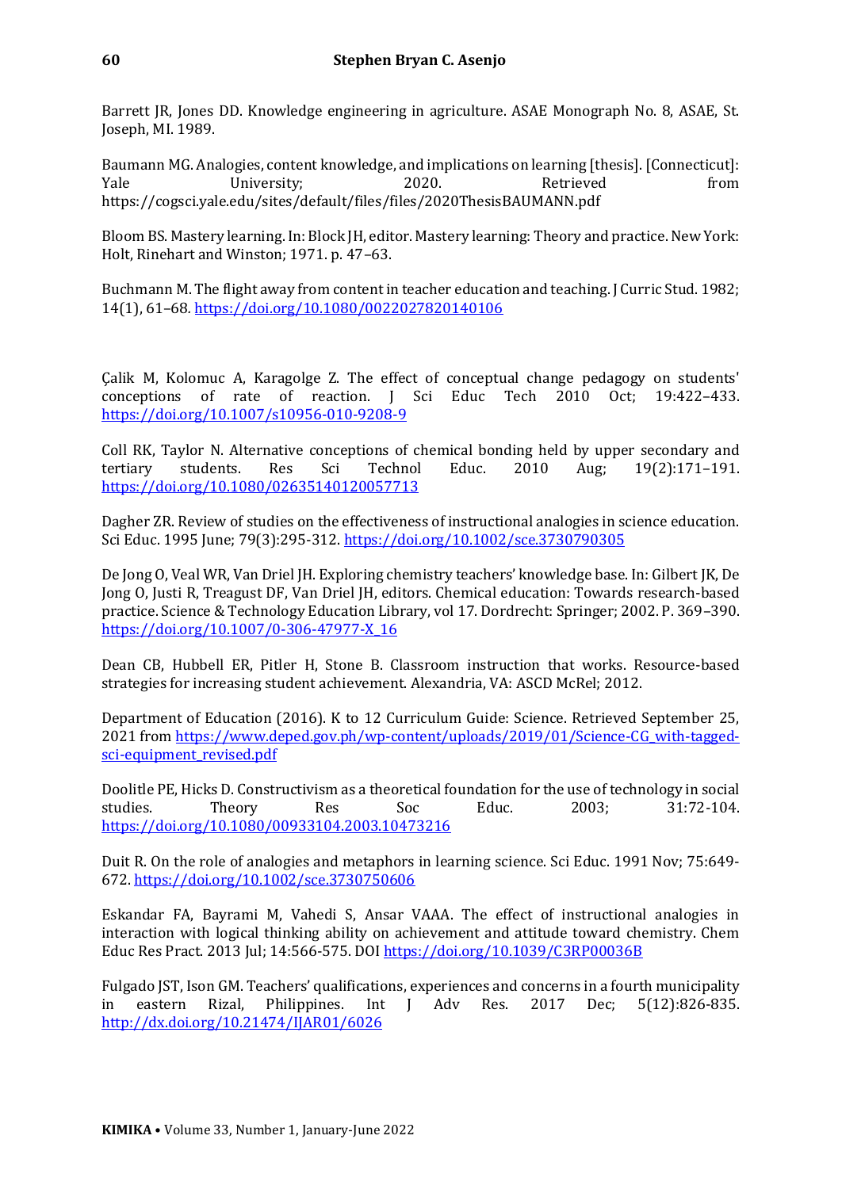Barrett JR, Jones DD. Knowledge engineering in agriculture. ASAE Monograph No. 8, ASAE, St. Joseph, MI. 1989.

Baumann MG. Analogies, content knowledge, and implications on learning [thesis]. [Connecticut]: Yale University; 2020. Retrieved from https://cogsci.yale.edu/sites/default/files/files/2020ThesisBAUMANN.pdf

Bloom BS. Mastery learning. In: Block JH, editor. Mastery learning: Theory and practice. New York: Holt, Rinehart and Winston; 1971. p. 47–63.

Buchmann M. The flight away from content in teacher education and teaching. J Curric Stud. 1982; 14(1), 61–68. https://doi.org/10.1080/0022027820140106

Çalik M, Kolomuc A, Karagolge Z. The effect of conceptual change pedagogy on students' conceptions of rate of reaction. J Sci Educ Tech 2010 Oct; 19:422–433. https://doi.org/10.1007/s10956-010-9208-9

Coll RK, Taylor N. Alternative conceptions of chemical bonding held by upper secondary and tertiary students. Res Sci Technol Educ. 2010 Aug; 19(2):171–191. https://doi.org/10.1080/02635140120057713

Dagher ZR. Review of studies on the effectiveness of instructional analogies in science education. Sci Educ. 1995 June; 79(3):295-312. https://doi.org/10.1002/sce.3730790305

De Jong O, Veal WR, Van Driel JH. Exploring chemistry teachers' knowledge base. In: Gilbert JK, De Jong O, Justi R, Treagust DF, Van Driel JH, editors. Chemical education: Towards research-based practice. Science & Technology Education Library, vol 17. Dordrecht: Springer; 2002. P. 369–390. https://doi.org/10.1007/0-306-47977-X_16

Dean CB, Hubbell ER, Pitler H, Stone B. Classroom instruction that works. Resource-based strategies for increasing student achievement. Alexandria, VA: ASCD McRel; 2012.

Department of Education (2016). K to 12 Curriculum Guide: Science. Retrieved September 25, 2021 from https://www.deped.gov.ph/wp-content/uploads/2019/01/Science-CG_with-tagged-sci-equipment_revised.pdf

Doolitle PE, Hicks D. Constructivism as a theoretical foundation for the use of technology in social studies. Theory Res Soc Educ. 2003; 31:72-104. https://doi.org/10.1080/00933104.2003.10473216

Duit R. On the role of analogies and metaphors in learning science. Sci Educ. 1991 Nov; 75:649-672. https://doi.org/10.1002/sce.3730750606

Eskandar FA, Bayrami M, Vahedi S, Ansar VAAA. The effect of instructional analogies in interaction with logical thinking ability on achievement and attitude toward chemistry. Chem Educ Res Pract. 2013 Jul; 14:566-575. DOI https://doi.org/10.1039/C3RP00036B

Fulgado JST, Ison GM. Teachers' qualifications, experiences and concerns in a fourth municipality in eastern Rizal, Philippines. Int J Adv Res. 2017 Dec; 5(12):826-835. http://dx.doi.org/10.21474/IJAR01/6026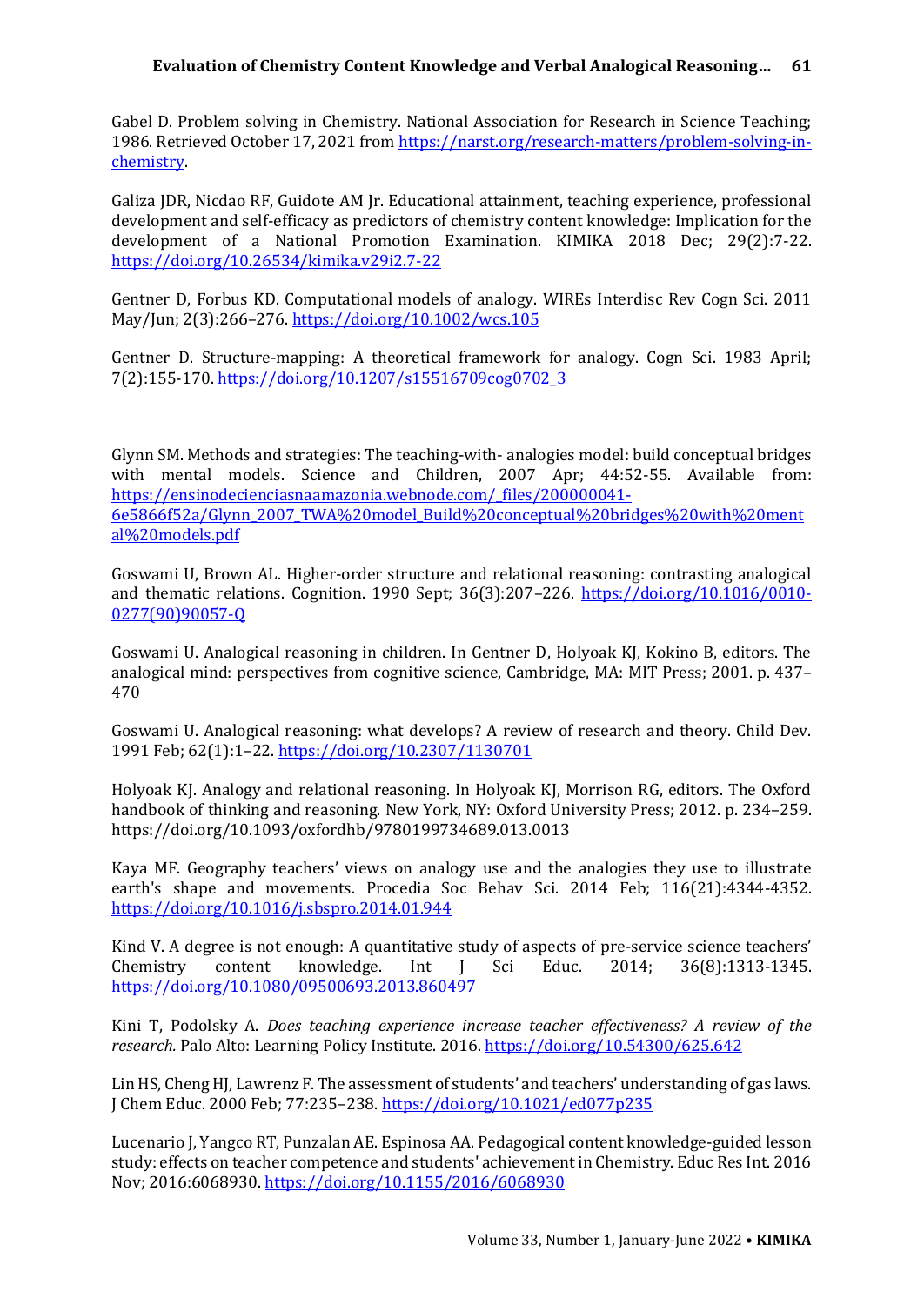Gabel D. Problem solving in Chemistry. National Association for Research in Science Teaching; 1986. Retrieved October 17, 2021 from https://narst.org/research-matters/problem-solving-in-chemistry.

Galiza JDR, Nicdao RF, Guidote AM Jr. Educational attainment, teaching experience, professional development and self-efficacy as predictors of chemistry content knowledge: Implication for the development of a National Promotion Examination. KIMIKA 2018 Dec; 29(2):7-22. https://doi.org/10.26534/kimika.v29i2.7-22

Gentner D, Forbus KD. Computational models of analogy. WIREs Interdisc Rev Cogn Sci. 2011 May/Jun; 2(3):266–276. https://doi.org/10.1002/wcs.105

Gentner D. Structure-mapping: A theoretical framework for analogy. Cogn Sci. 1983 April; 7(2):155-170. https://doi.org/10.1207/s15516709cog0702_3

Glynn SM. Methods and strategies: The teaching-with- analogies model: build conceptual bridges with mental models. Science and Children, 2007 Apr; 44:52-55. Available from: https://ensinodecienciasnaamazonia.webnode.com/_files/200000041-6e5866f52a/Glynn_2007_TWA%20model_Build%20conceptual%20bridges%20with%20mental%20models.pdf

Goswami U, Brown AL. Higher-order structure and relational reasoning: contrasting analogical and thematic relations. Cognition. 1990 Sept; 36(3):207–226. https://doi.org/10.1016/0010-0277(90)90057-Q

Goswami U. Analogical reasoning in children. In Gentner D, Holyoak KJ, Kokino B, editors. The analogical mind: perspectives from cognitive science, Cambridge, MA: MIT Press; 2001. p. 437–470

Goswami U. Analogical reasoning: what develops? A review of research and theory. Child Dev. 1991 Feb; 62(1):1–22. https://doi.org/10.2307/1130701

Holyoak KJ. Analogy and relational reasoning. In Holyoak KJ, Morrison RG, editors. The Oxford handbook of thinking and reasoning. New York, NY: Oxford University Press; 2012. p. 234–259. https://doi.org/10.1093/oxfordhb/9780199734689.013.0013

Kaya MF. Geography teachers' views on analogy use and the analogies they use to illustrate earth's shape and movements. Procedia Soc Behav Sci. 2014 Feb; 116(21):4344-4352. https://doi.org/10.1016/j.sbspro.2014.01.944

Kind V. A degree is not enough: A quantitative study of aspects of pre-service science teachers' Chemistry content knowledge. Int J Sci Educ. 2014; 36(8):1313-1345. https://doi.org/10.1080/09500693.2013.860497

Kini T, Podolsky A. *Does teaching experience increase teacher effectiveness? A review of the research.* Palo Alto: Learning Policy Institute. 2016. https://doi.org/10.54300/625.642

Lin HS, Cheng HJ, Lawrenz F. The assessment of students' and teachers' understanding of gas laws. J Chem Educ. 2000 Feb; 77:235–238. https://doi.org/10.1021/ed077p235

Lucenario J, Yangco RT, Punzalan AE. Espinosa AA. Pedagogical content knowledge-guided lesson study: effects on teacher competence and students' achievement in Chemistry. Educ Res Int. 2016 Nov; 2016:6068930. https://doi.org/10.1155/2016/6068930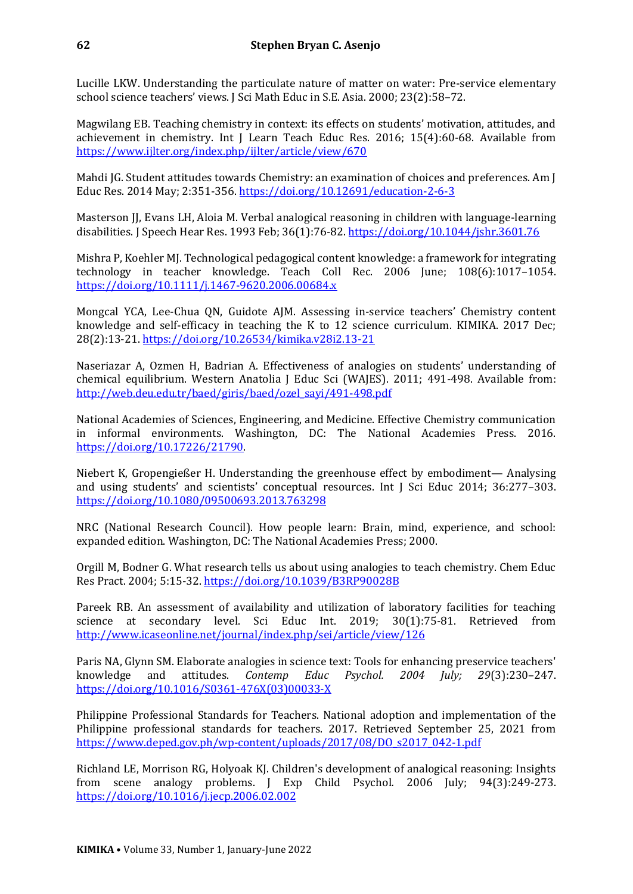Lucille LKW. Understanding the particulate nature of matter on water: Pre-service elementary school science teachers' views. J Sci Math Educ in S.E. Asia. 2000; 23(2):58–72.

Magwilang EB. Teaching chemistry in context: its effects on students' motivation, attitudes, and achievement in chemistry. Int J Learn Teach Educ Res. 2016; 15(4):60-68. Available from https://www.ijlter.org/index.php/ijlter/article/view/670

Mahdi JG. Student attitudes towards Chemistry: an examination of choices and preferences. Am J Educ Res. 2014 May; 2:351-356. https://doi.org/10.12691/education-2-6-3

Masterson JJ, Evans LH, Aloia M. Verbal analogical reasoning in children with language-learning disabilities. J Speech Hear Res. 1993 Feb; 36(1):76-82. https://doi.org/10.1044/jshr.3601.76

Mishra P, Koehler MJ. Technological pedagogical content knowledge: a framework for integrating technology in teacher knowledge. Teach Coll Rec. 2006 June; 108(6):1017–1054. https://doi.org/10.1111/j.1467-9620.2006.00684.x

Mongcal YCA, Lee-Chua QN, Guidote AJM. Assessing in-service teachers' Chemistry content knowledge and self-efficacy in teaching the K to 12 science curriculum. KIMIKA. 2017 Dec; 28(2):13-21. https://doi.org/10.26534/kimika.v28i2.13-21

Naseriazar A, Ozmen H, Badrian A. Effectiveness of analogies on students' understanding of chemical equilibrium. Western Anatolia J Educ Sci (WAJES). 2011; 491-498. Available from: http://web.deu.edu.tr/baed/giris/baed/ozel_sayi/491-498.pdf

National Academies of Sciences, Engineering, and Medicine. Effective Chemistry communication in informal environments. Washington, DC: The National Academies Press. 2016. https://doi.org/10.17226/21790.

Niebert K, Gropengießer H. Understanding the greenhouse effect by embodiment— Analysing and using students' and scientists' conceptual resources. Int J Sci Educ 2014; 36:277–303. https://doi.org/10.1080/09500693.2013.763298

NRC (National Research Council). How people learn: Brain, mind, experience, and school: expanded edition. Washington, DC: The National Academies Press; 2000.

Orgill M, Bodner G. What research tells us about using analogies to teach chemistry. Chem Educ Res Pract. 2004; 5:15-32. https://doi.org/10.1039/B3RP90028B

Pareek RB. An assessment of availability and utilization of laboratory facilities for teaching science at secondary level. Sci Educ Int. 2019; 30(1):75-81. Retrieved from http://www.icaseonline.net/journal/index.php/sei/article/view/126

Paris NA, Glynn SM. Elaborate analogies in science text: Tools for enhancing preservice teachers' knowledge and attitudes. *Contemp Educ Psychol. 2004 July; 29*(3):230–247. https://doi.org/10.1016/S0361-476X(03)00033-X

Philippine Professional Standards for Teachers. National adoption and implementation of the Philippine professional standards for teachers. 2017. Retrieved September 25, 2021 from https://www.deped.gov.ph/wp-content/uploads/2017/08/DO_s2017_042-1.pdf

Richland LE, Morrison RG, Holyoak KJ. Children's development of analogical reasoning: Insights from scene analogy problems. J Exp Child Psychol. 2006 July; 94(3):249-273. https://doi.org/10.1016/j.jecp.2006.02.002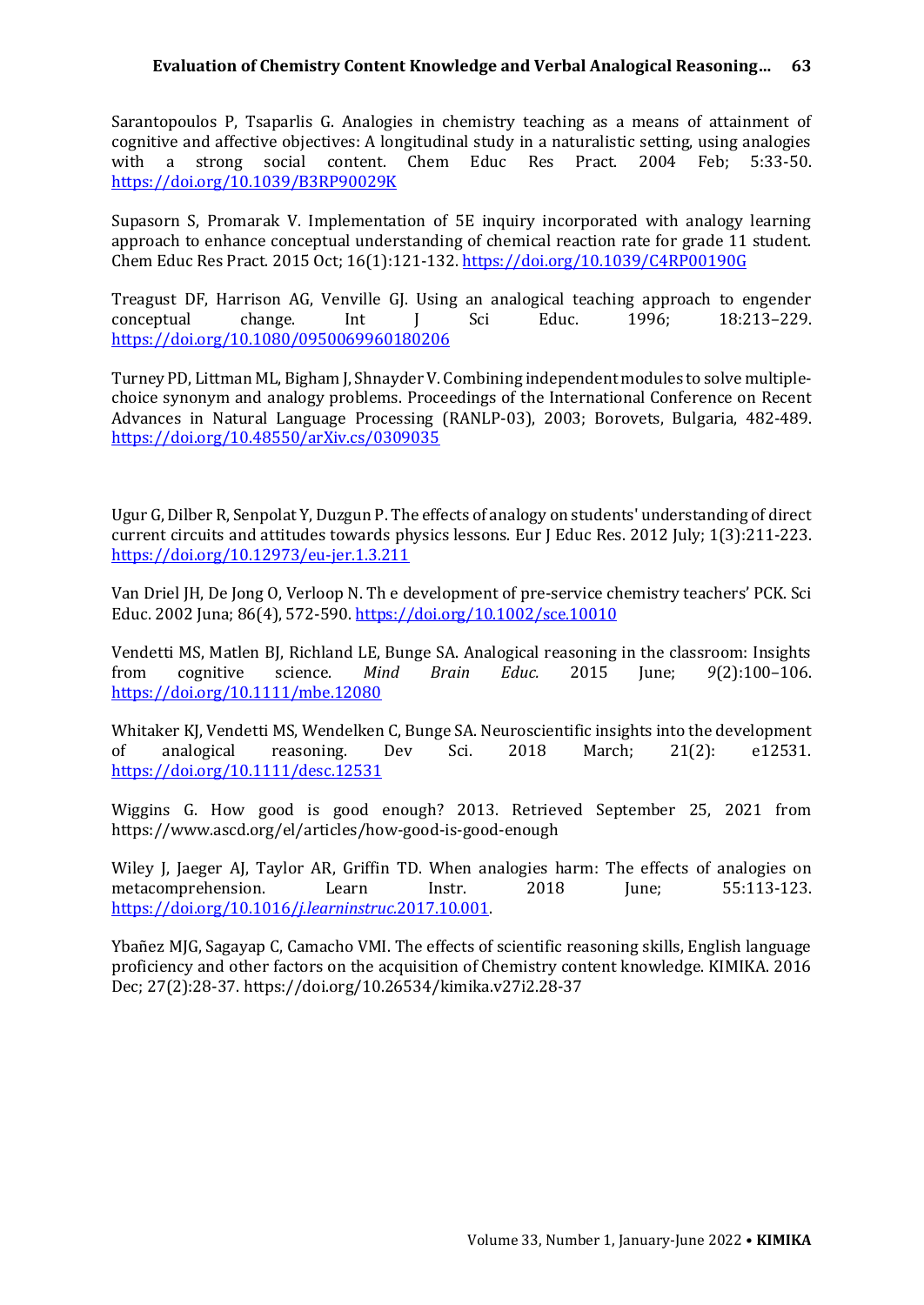Sarantopoulos P, Tsaparlis G. Analogies in chemistry teaching as a means of attainment of cognitive and affective objectives: A longitudinal study in a naturalistic setting, using analogies with a strong social content. Chem Educ Res Pract. 2004 Feb; 5:33-50. https://doi.org/10.1039/B3RP90029K

Supasorn S, Promarak V. Implementation of 5E inquiry incorporated with analogy learning approach to enhance conceptual understanding of chemical reaction rate for grade 11 student. Chem Educ Res Pract. 2015 Oct; 16(1):121-132. https://doi.org/10.1039/C4RP00190G

Treagust DF, Harrison AG, Venville GJ. Using an analogical teaching approach to engender conceptual change. Int J Sci Educ. 1996; 18:213–229. https://doi.org/10.1080/0950069960180206

Turney PD, Littman ML, Bigham J, Shnayder V. Combining independent modules to solve multiple-choice synonym and analogy problems. Proceedings of the International Conference on Recent Advances in Natural Language Processing (RANLP-03), 2003; Borovets, Bulgaria, 482-489. https://doi.org/10.48550/arXiv.cs/0309035

Ugur G, Dilber R, Senpolat Y, Duzgun P. The effects of analogy on students' understanding of direct current circuits and attitudes towards physics lessons. Eur J Educ Res. 2012 July; 1(3):211-223. https://doi.org/10.12973/eu-jer.1.3.211

Van Driel JH, De Jong O, Verloop N. Th e development of pre-service chemistry teachers' PCK. Sci Educ. 2002 Juna; 86(4), 572-590. https://doi.org/10.1002/sce.10010

Vendetti MS, Matlen BJ, Richland LE, Bunge SA. Analogical reasoning in the classroom: Insights from cognitive science. *Mind Brain Educ.* 2015 June; *9*(2):100–106. https://doi.org/10.1111/mbe.12080

Whitaker KJ, Vendetti MS, Wendelken C, Bunge SA. Neuroscientific insights into the development of analogical reasoning. Dev Sci. 2018 March; 21(2): e12531. https://doi.org/10.1111/desc.12531

Wiggins G. How good is good enough? 2013. Retrieved September 25, 2021 from https://www.ascd.org/el/articles/how-good-is-good-enough

Wiley J, Jaeger AJ, Taylor AR, Griffin TD. When analogies harm: The effects of analogies on metacomprehension. Learn Instr. 2018 June; 55:113-123. https://doi.org/10.1016/*j.learninstruc*.2017.10.001.

Ybañez MJG, Sagayap C, Camacho VMI. The effects of scientific reasoning skills, English language proficiency and other factors on the acquisition of Chemistry content knowledge. KIMIKA. 2016 Dec; 27(2):28-37. https://doi.org/10.26534/kimika.v27i2.28-37